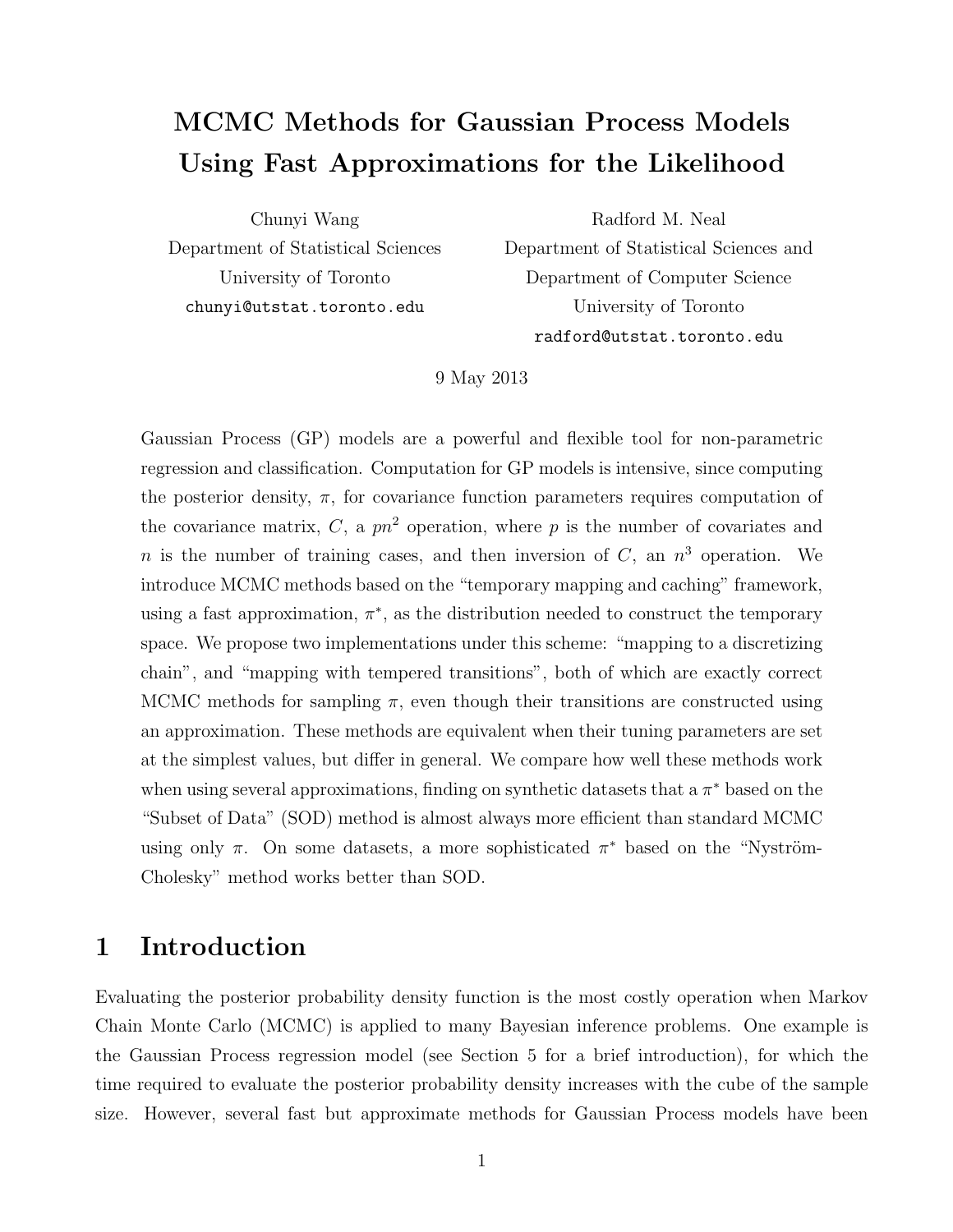# MCMC Methods for Gaussian Process Models Using Fast Approximations for the Likelihood

Chunyi Wang
Department of Statistical Sciences
University of Toronto
chunyi@utstat.toronto.edu

Radford M. Neal
Department of Statistical Sciences and
Department of Computer Science
University of Toronto
radford@utstat.toronto.edu

9 May 2013

Gaussian Process (GP) models are a powerful and flexible tool for non-parametric regression and classification. Computation for GP models is intensive, since computing the posterior density, $\pi$, for covariance function parameters requires computation of the covariance matrix, $C$, a $pn^2$ operation, where $p$ is the number of covariates and $n$ is the number of training cases, and then inversion of $C$, an $n^3$ operation. We introduce MCMC methods based on the "temporary mapping and caching" framework, using a fast approximation, $\pi^*$, as the distribution needed to construct the temporary space. We propose two implementations under this scheme: "mapping to a discretizing chain", and "mapping with tempered transitions", both of which are exactly correct MCMC methods for sampling $\pi$, even though their transitions are constructed using an approximation. These methods are equivalent when their tuning parameters are set at the simplest values, but differ in general. We compare how well these methods work when using several approximations, finding on synthetic datasets that a $\pi^*$ based on the "Subset of Data" (SOD) method is almost always more efficient than standard MCMC using only $\pi$. On some datasets, a more sophisticated $\pi^*$ based on the "Nyström-Cholesky" method works better than SOD.

## 1 Introduction

Evaluating the posterior probability density function is the most costly operation when Markov Chain Monte Carlo (MCMC) is applied to many Bayesian inference problems. One example is the Gaussian Process regression model (see Section 5 for a brief introduction), for which the time required to evaluate the posterior probability density increases with the cube of the sample size. However, several fast but approximate methods for Gaussian Process models have been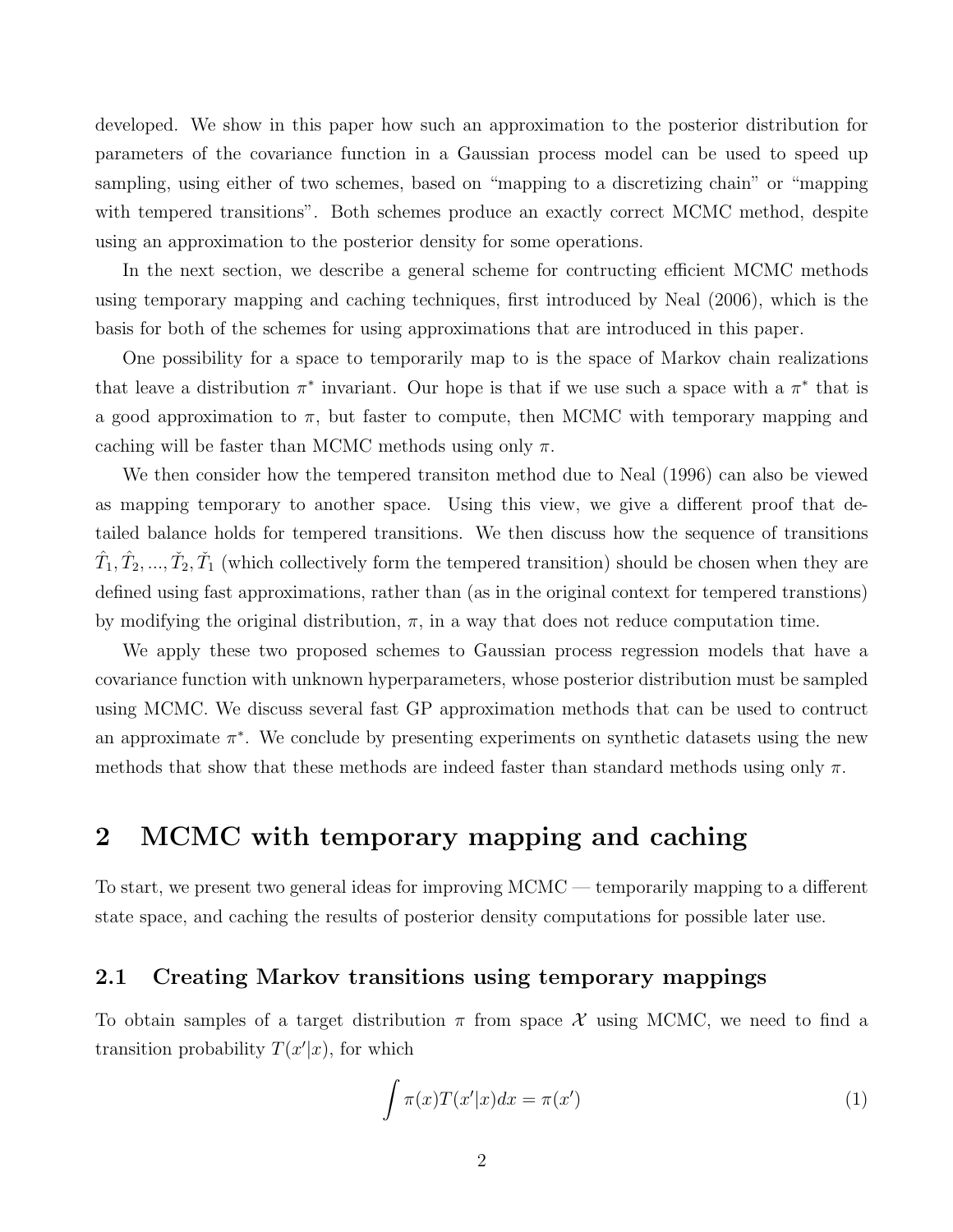developed. We show in this paper how such an approximation to the posterior distribution for parameters of the covariance function in a Gaussian process model can be used to speed up sampling, using either of two schemes, based on "mapping to a discretizing chain" or "mapping with tempered transitions". Both schemes produce an exactly correct MCMC method, despite using an approximation to the posterior density for some operations.

In the next section, we describe a general scheme for contructing efficient MCMC methods using temporary mapping and caching techniques, first introduced by Neal (2006), which is the basis for both of the schemes for using approximations that are introduced in this paper.

One possibility for a space to temporarily map to is the space of Markov chain realizations that leave a distribution $\pi^*$ invariant. Our hope is that if we use such a space with a $\pi^*$ that is a good approximation to $\pi$, but faster to compute, then MCMC with temporary mapping and caching will be faster than MCMC methods using only $\pi$.

We then consider how the tempered transiton method due to Neal (1996) can also be viewed as mapping temporary to another space. Using this view, we give a different proof that detailed balance holds for tempered transitions. We then discuss how the sequence of transitions $\hat{T}_1, \hat{T}_2, ..., \check{T}_2, \check{T}_1$ (which collectively form the tempered transition) should be chosen when they are defined using fast approximations, rather than (as in the original context for tempered transtions) by modifying the original distribution, $\pi$, in a way that does not reduce computation time.

We apply these two proposed schemes to Gaussian process regression models that have a covariance function with unknown hyperparameters, whose posterior distribution must be sampled using MCMC. We discuss several fast GP approximation methods that can be used to contruct an approximate $\pi^*$. We conclude by presenting experiments on synthetic datasets using the new methods that show that these methods are indeed faster than standard methods using only $\pi$.

# 2 MCMC with temporary mapping and caching

To start, we present two general ideas for improving MCMC — temporarily mapping to a different state space, and caching the results of posterior density computations for possible later use.

## 2.1 Creating Markov transitions using temporary mappings

To obtain samples of a target distribution $\pi$ from space $\mathcal{X}$ using MCMC, we need to find a transition probability $T(x'|x)$, for which

$$\int \pi(x)T(x'|x)dx = \pi(x') \tag{1}$$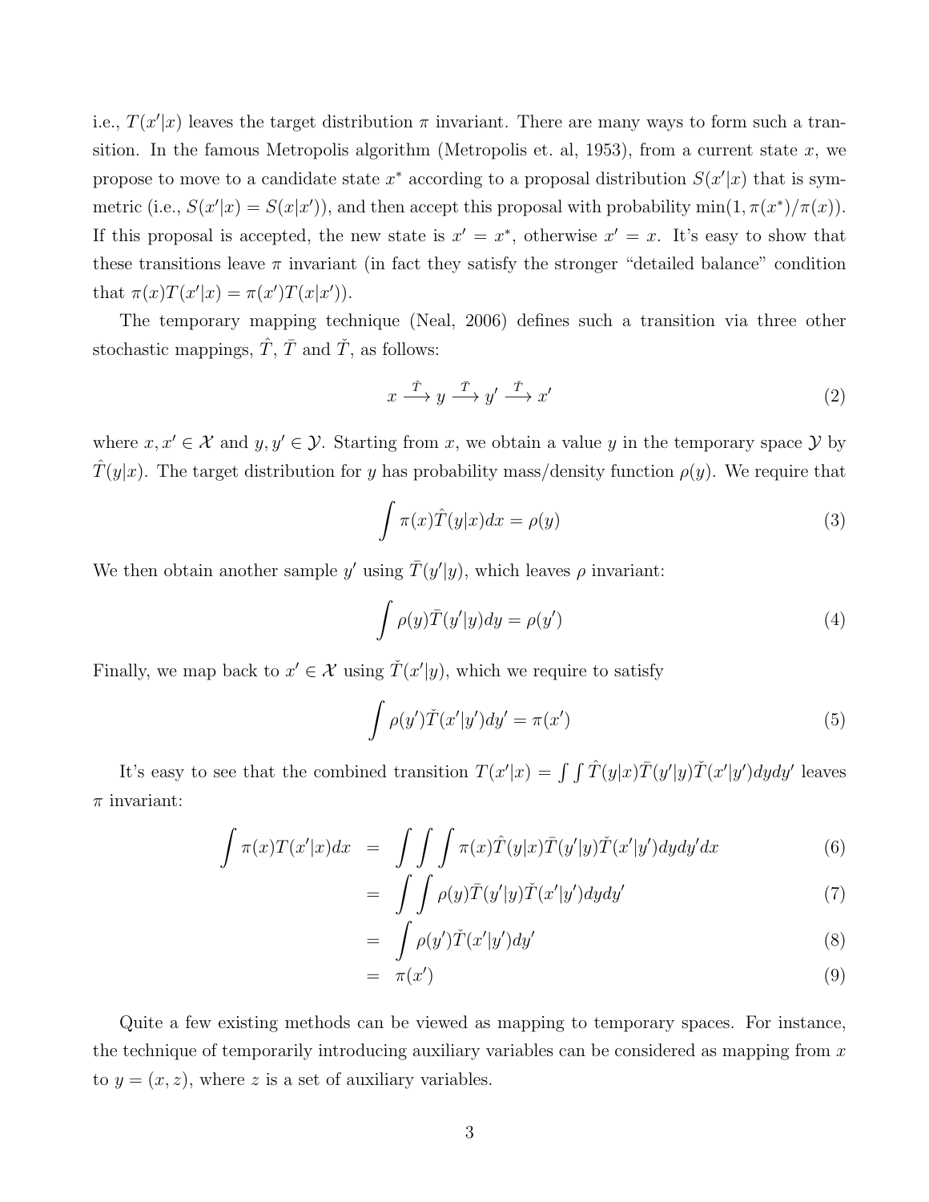i.e., $T(x'|x)$ leaves the target distribution $\pi$ invariant. There are many ways to form such a transition. In the famous Metropolis algorithm (Metropolis et. al, 1953), from a current state $x$, we propose to move to a candidate state $x^*$ according to a proposal distribution $S(x'|x)$ that is symmetric (i.e., $S(x'|x) = S(x|x')$), and then accept this proposal with probability $\min(1, \pi(x^*)/\pi(x))$. If this proposal is accepted, the new state is $x' = x^*$, otherwise $x' = x$. It's easy to show that these transitions leave $\pi$ invariant (in fact they satisfy the stronger "detailed balance" condition that $\pi(x)T(x'|x) = \pi(x')T(x|x')$).

The temporary mapping technique (Neal, 2006) defines such a transition via three other stochastic mappings, $\hat{T}$, $\bar{T}$ and $\check{T}$, as follows:

$$x \xrightarrow{\hat{T}} y \xrightarrow{\bar{T}} y' \xrightarrow{\check{T}} x' \tag{2}$$

where $x, x' \in \mathcal{X}$ and $y, y' \in \mathcal{Y}$. Starting from $x$, we obtain a value $y$ in the temporary space $\mathcal{Y}$ by $\hat{T}(y|x)$. The target distribution for $y$ has probability mass/density function $\rho(y)$. We require that

$$\int \pi(x)\hat{T}(y|x)dx = \rho(y) \tag{3}$$

We then obtain another sample $y'$ using $\bar{T}(y'|y)$, which leaves $\rho$ invariant:

$$\int \rho(y)\bar{T}(y'|y)dy = \rho(y') \tag{4}$$

Finally, we map back to $x' \in \mathcal{X}$ using $\check{T}(x'|y)$, which we require to satisfy

$$\int \rho(y')\check{T}(x'|y')dy' = \pi(x') \tag{5}$$

It's easy to see that the combined transition $T(x'|x) = \int\int \hat{T}(y|x)\bar{T}(y'|y)\check{T}(x'|y')dydy'$ leaves $\pi$ invariant:

$$
\begin{aligned}
\int \pi(x)T(x'|x)dx &= \int\int\int \pi(x)\hat{T}(y|x)\bar{T}(y'|y)\check{T}(x'|y')dydy'dx && (6)\\
&= \int\int \rho(y)\bar{T}(y'|y)\check{T}(x'|y')dydy' && (7)\\
&= \int \rho(y')\check{T}(x'|y')dy' && (8)\\
&= \pi(x') && (9)
\end{aligned}
$$

Quite a few existing methods can be viewed as mapping to temporary spaces. For instance, the technique of temporarily introducing auxiliary variables can be considered as mapping from $x$ to $y = (x, z)$, where $z$ is a set of auxiliary variables.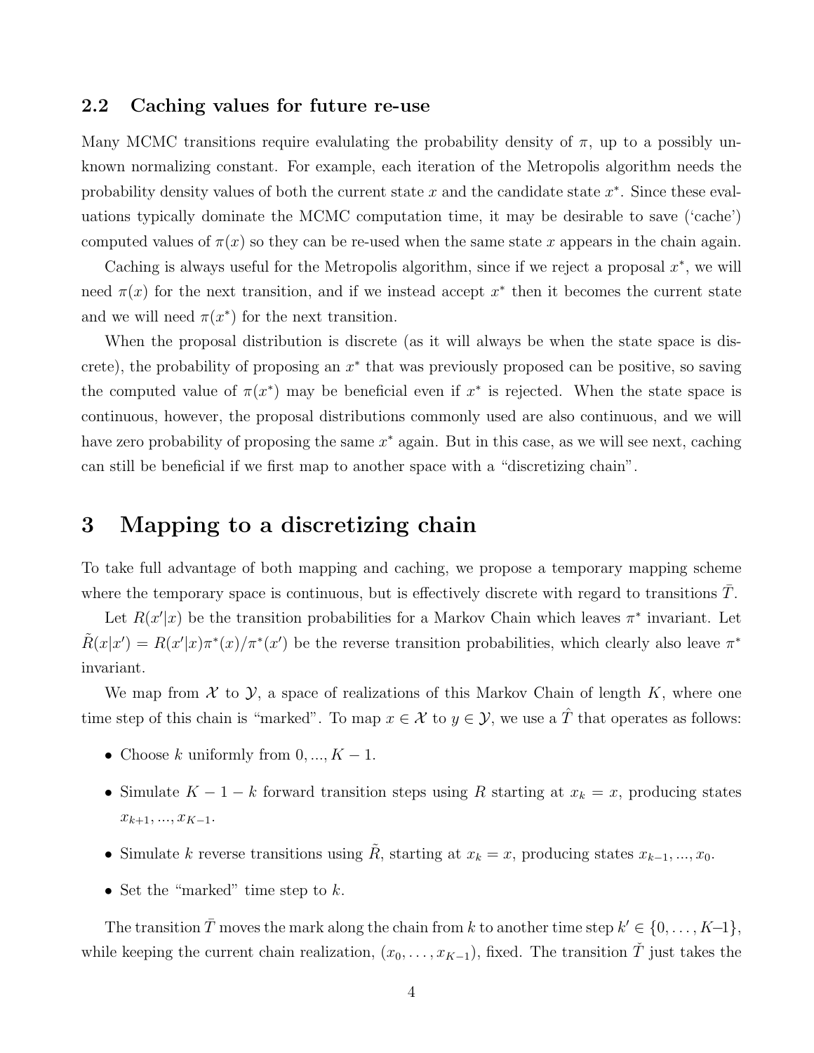### 2.2 Caching values for future re-use

Many MCMC transitions require evalulating the probability density of $\pi$, up to a possibly unknown normalizing constant. For example, each iteration of the Metropolis algorithm needs the probability density values of both the current state $x$ and the candidate state $x^*$. Since these evaluations typically dominate the MCMC computation time, it may be desirable to save ('cache') computed values of $\pi(x)$ so they can be re-used when the same state $x$ appears in the chain again.

Caching is always useful for the Metropolis algorithm, since if we reject a proposal $x^*$, we will need $\pi(x)$ for the next transition, and if we instead accept $x^*$ then it becomes the current state and we will need $\pi(x^*)$ for the next transition.

When the proposal distribution is discrete (as it will always be when the state space is discrete), the probability of proposing an $x^*$ that was previously proposed can be positive, so saving the computed value of $\pi(x^*)$ may be beneficial even if $x^*$ is rejected. When the state space is continuous, however, the proposal distributions commonly used are also continuous, and we will have zero probability of proposing the same $x^*$ again. But in this case, as we will see next, caching can still be beneficial if we first map to another space with a "discretizing chain".

# 3 Mapping to a discretizing chain

To take full advantage of both mapping and caching, we propose a temporary mapping scheme where the temporary space is continuous, but is effectively discrete with regard to transitions $\bar{T}$.

Let $R(x'|x)$ be the transition probabilities for a Markov Chain which leaves $\pi^*$ invariant. Let $\tilde{R}(x|x') = R(x'|x)\pi^*(x)/\pi^*(x')$ be the reverse transition probabilities, which clearly also leave $\pi^*$ invariant.

We map from $\mathcal{X}$ to $\mathcal{Y}$, a space of realizations of this Markov Chain of length $K$, where one time step of this chain is "marked". To map $x \in \mathcal{X}$ to $y \in \mathcal{Y}$, we use a $\hat{T}$ that operates as follows:

- Choose $k$ uniformly from $0, ..., K-1$.
- Simulate $K-1-k$ forward transition steps using $R$ starting at $x_k = x$, producing states $x_{k+1}, ..., x_{K-1}$.
- Simulate $k$ reverse transitions using $\tilde{R}$, starting at $x_k = x$, producing states $x_{k-1}, ..., x_0$.
- Set the "marked" time step to $k$.

The transition $\bar{T}$ moves the mark along the chain from $k$ to another time step $k' \in \{0, \dots, K-1\}$, while keeping the current chain realization, $(x_0, \dots, x_{K-1})$, fixed. The transition $\check{T}$ just takes the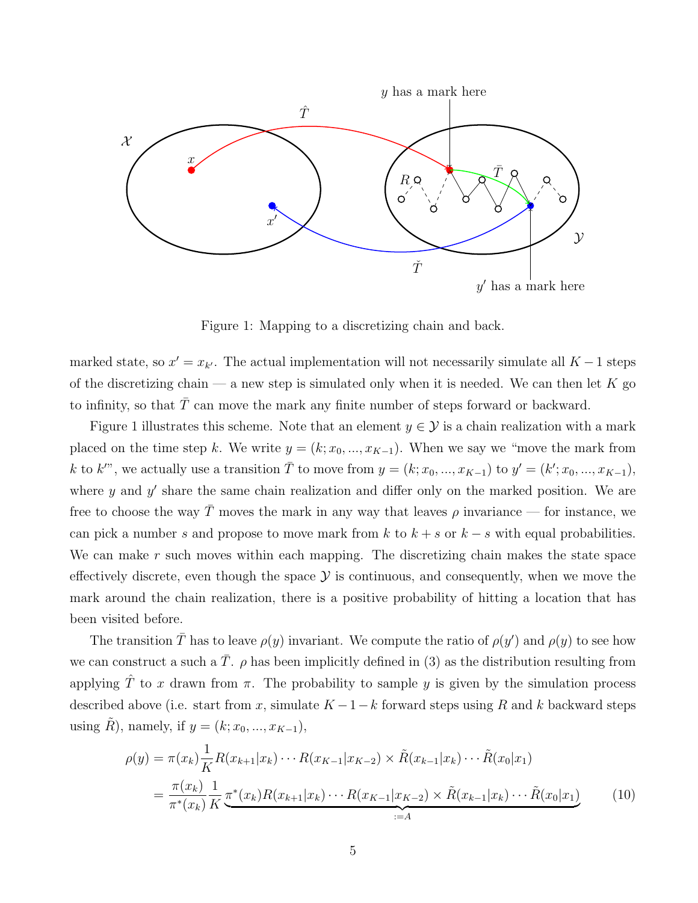Figure 1: Mapping to a discretizing chain and back.

marked state, so $x' = x_{k'}$. The actual implementation will not necessarily simulate all $K-1$ steps of the discretizing chain — a new step is simulated only when it is needed. We can then let $K$ go to infinity, so that $\bar{T}$ can move the mark any finite number of steps forward or backward.

Figure 1 illustrates this scheme. Note that an element $y \in \mathcal{Y}$ is a chain realization with a mark placed on the time step $k$. We write $y = (k; x_0, ..., x_{K-1})$. When we say we "move the mark from $k$ to $k'$", we actually use a transition $\bar{T}$ to move from $y = (k; x_0, ..., x_{K-1})$ to $y' = (k'; x_0, ..., x_{K-1})$, where $y$ and $y'$ share the same chain realization and differ only on the marked position. We are free to choose the way $\bar{T}$ moves the mark in any way that leaves $\rho$ invariance — for instance, we can pick a number $s$ and propose to move mark from $k$ to $k+s$ or $k-s$ with equal probabilities. We can make $r$ such moves within each mapping. The discretizing chain makes the state space effectively discrete, even though the space $\mathcal{Y}$ is continuous, and consequently, when we move the mark around the chain realization, there is a positive probability of hitting a location that has been visited before.

The transition $\bar{T}$ has to leave $\rho(y)$ invariant. We compute the ratio of $\rho(y')$ and $\rho(y)$ to see how we can construct a such a $\bar{T}$. $\rho$ has been implicitly defined in (3) as the distribution resulting from applying $\hat{T}$ to $x$ drawn from $\pi$. The probability to sample $y$ is given by the simulation process described above (i.e. start from $x$, simulate $K-1-k$ forward steps using $R$ and $k$ backward steps using $\tilde{R}$), namely, if $y = (k; x_0, ..., x_{K-1})$,

$$\begin{aligned}
\rho(y) &= \pi(x_k)\frac{1}{K}R(x_{k+1}|x_k)\cdots R(x_{K-1}|x_{K-2}) \times \tilde{R}(x_{k-1}|x_k)\cdots\tilde{R}(x_0|x_1) \\
&= \frac{\pi(x_k)}{\pi^*(x_k)}\frac{1}{K}\underbrace{\pi^*(x_k)R(x_{k+1}|x_k)\cdots R(x_{K-1}|x_{K-2}) \times \tilde{R}(x_{k-1}|x_k)\cdots\tilde{R}(x_0|x_1)}_{:=A} \qquad (10)
\end{aligned}$$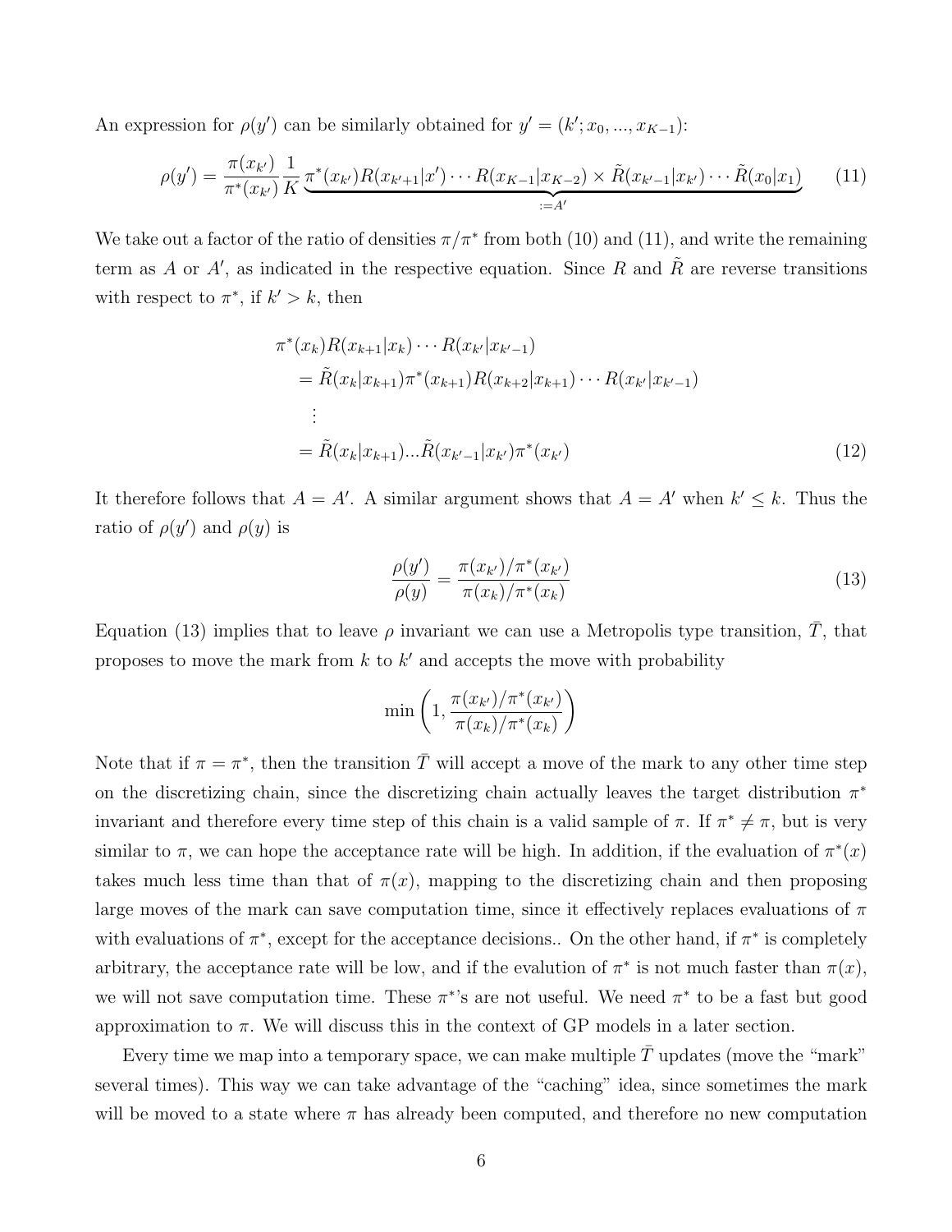An expression for $\rho(y')$ can be similarly obtained for $y' = (k'; x_0, ..., x_{K-1})$:

$$\rho(y') = \frac{\pi(x_{k'})}{\pi^*(x_{k'})} \frac{1}{K} \underbrace{\pi^*(x_{k'}) R(x_{k'+1}|x') \cdots R(x_{K-1}|x_{K-2}) \times \tilde{R}(x_{k'-1}|x_{k'}) \cdots \tilde{R}(x_0|x_1)}_{:=A'} \tag{11}$$

We take out a factor of the ratio of densities $\pi/\pi^*$ from both (10) and (11), and write the remaining term as $A$ or $A'$, as indicated in the respective equation. Since $R$ and $\tilde{R}$ are reverse transitions with respect to $\pi^*$, if $k' > k$, then

$$\begin{aligned}
&\pi^*(x_k) R(x_{k+1}|x_k) \cdots R(x_{k'}|x_{k'-1}) \\
&= \tilde{R}(x_k|x_{k+1}) \pi^*(x_{k+1}) R(x_{k+2}|x_{k+1}) \cdots R(x_{k'}|x_{k'-1}) \\
&\ \ \vdots \\
&= \tilde{R}(x_k|x_{k+1}) ... \tilde{R}(x_{k'-1}|x_{k'}) \pi^*(x_{k'})
\end{aligned} \tag{12}$$

It therefore follows that $A = A'$. A similar argument shows that $A = A'$ when $k' \le k$. Thus the ratio of $\rho(y')$ and $\rho(y)$ is

$$\frac{\rho(y')}{\rho(y)} = \frac{\pi(x_{k'})/\pi^*(x_{k'})}{\pi(x_k)/\pi^*(x_k)} \tag{13}$$

Equation (13) implies that to leave $\rho$ invariant we can use a Metropolis type transition, $\bar{T}$, that proposes to move the mark from $k$ to $k'$ and accepts the move with probability

$$\min\left(1, \frac{\pi(x_{k'})/\pi^*(x_{k'})}{\pi(x_k)/\pi^*(x_k)}\right)$$

Note that if $\pi = \pi^*$, then the transition $\bar{T}$ will accept a move of the mark to any other time step on the discretizing chain, since the discretizing chain actually leaves the target distribution $\pi^*$ invariant and therefore every time step of this chain is a valid sample of $\pi$. If $\pi^* \neq \pi$, but is very similar to $\pi$, we can hope the acceptance rate will be high. In addition, if the evaluation of $\pi^*(x)$ takes much less time than that of $\pi(x)$, mapping to the discretizing chain and then proposing large moves of the mark can save computation time, since it effectively replaces evaluations of $\pi$ with evaluations of $\pi^*$, except for the acceptance decisions.. On the other hand, if $\pi^*$ is completely arbitrary, the acceptance rate will be low, and if the evalution of $\pi^*$ is not much faster than $\pi(x)$, we will not save computation time. These $\pi^*$'s are not useful. We need $\pi^*$ to be a fast but good approximation to $\pi$. We will discuss this in the context of GP models in a later section.

Every time we map into a temporary space, we can make multiple $\bar{T}$ updates (move the "mark" several times). This way we can take advantage of the "caching" idea, since sometimes the mark will be moved to a state where $\pi$ has already been computed, and therefore no new computation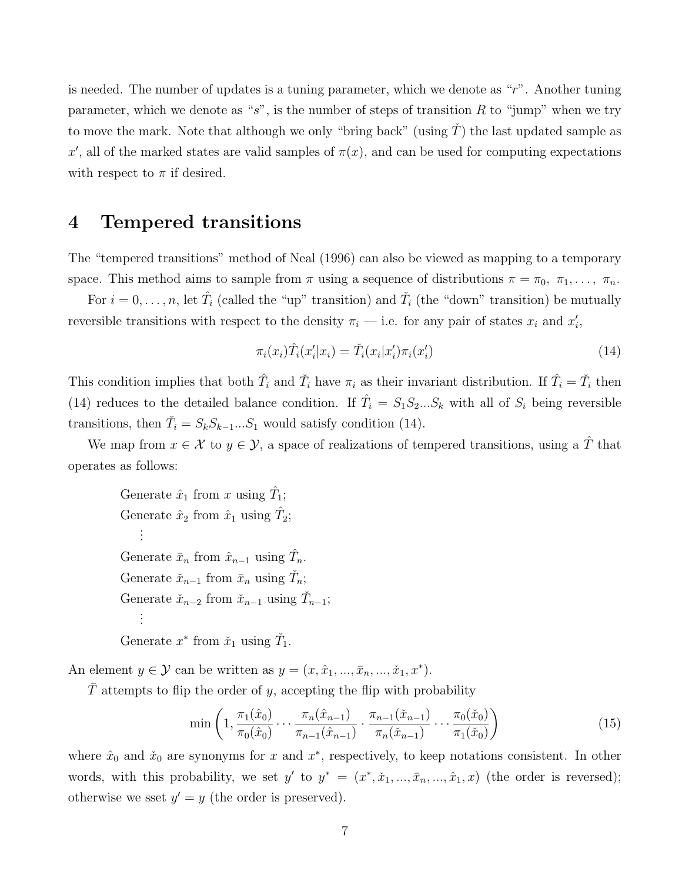is needed. The number of updates is a tuning parameter, which we denote as "$r$". Another tuning parameter, which we denote as "$s$", is the number of steps of transition $R$ to "jump" when we try to move the mark. Note that although we only "bring back" (using $\check{T}$) the last updated sample as $x'$, all of the marked states are valid samples of $\pi(x)$, and can be used for computing expectations with respect to $\pi$ if desired.

# 4 Tempered transitions

The "tempered transitions" method of Neal (1996) can also be viewed as mapping to a temporary space. This method aims to sample from $\pi$ using a sequence of distributions $\pi = \pi_0, \pi_1, \ldots, \pi_n$.

For $i = 0, \ldots, n$, let $\hat{T}_i$ (called the "up" transition) and $\check{T}_i$ (the "down" transition) be mutually reversible transitions with respect to the density $\pi_i$ — i.e. for any pair of states $x_i$ and $x'_i$,

$$\pi_i(x_i)\hat{T}_i(x'_i|x_i) = \check{T}_i(x_i|x'_i)\pi_i(x'_i) \tag{14}$$

This condition implies that both $\hat{T}_i$ and $\check{T}_i$ have $\pi_i$ as their invariant distribution. If $\hat{T}_i = \check{T}_i$ then (14) reduces to the detailed balance condition. If $\hat{T}_i = S_1 S_2 ... S_k$ with all of $S_i$ being reversible transitions, then $\check{T}_i = S_k S_{k-1} ... S_1$ would satisfy condition (14).

We map from $x \in \mathcal{X}$ to $y \in \mathcal{Y}$, a space of realizations of tempered transitions, using a $\hat{T}$ that operates as follows:

Generate $\hat{x}_1$ from $x$ using $\hat{T}_1$;
Generate $\hat{x}_2$ from $\hat{x}_1$ using $\hat{T}_2$;
$\vdots$
Generate $\bar{x}_n$ from $\hat{x}_{n-1}$ using $\hat{T}_n$.
Generate $\check{x}_{n-1}$ from $\bar{x}_n$ using $\check{T}_n$;
Generate $\check{x}_{n-2}$ from $\check{x}_{n-1}$ using $\check{T}_{n-1}$;
$\vdots$
Generate $x^*$ from $\check{x}_1$ using $\check{T}_1$.

An element $y \in \mathcal{Y}$ can be written as $y = (x, \hat{x}_1, ..., \bar{x}_n, ..., \check{x}_1, x^*)$.

$\bar{T}$ attempts to flip the order of $y$, accepting the flip with probability

$$\min\left(1, \frac{\pi_1(\hat{x}_0)}{\pi_0(\hat{x}_0)} \cdots \frac{\pi_n(\hat{x}_{n-1})}{\pi_{n-1}(\hat{x}_{n-1})} \cdot \frac{\pi_{n-1}(\check{x}_{n-1})}{\pi_n(\check{x}_{n-1})} \cdots \frac{\pi_0(\check{x}_0)}{\pi_1(\check{x}_0)}\right) \tag{15}$$

where $\hat{x}_0$ and $\check{x}_0$ are synonyms for $x$ and $x^*$, respectively, to keep notations consistent. In other words, with this probability, we set $y'$ to $y^* = (x^*, \check{x}_1, ..., \bar{x}_n, ..., \hat{x}_1, x)$ (the order is reversed); otherwise we sset $y' = y$ (the order is preserved).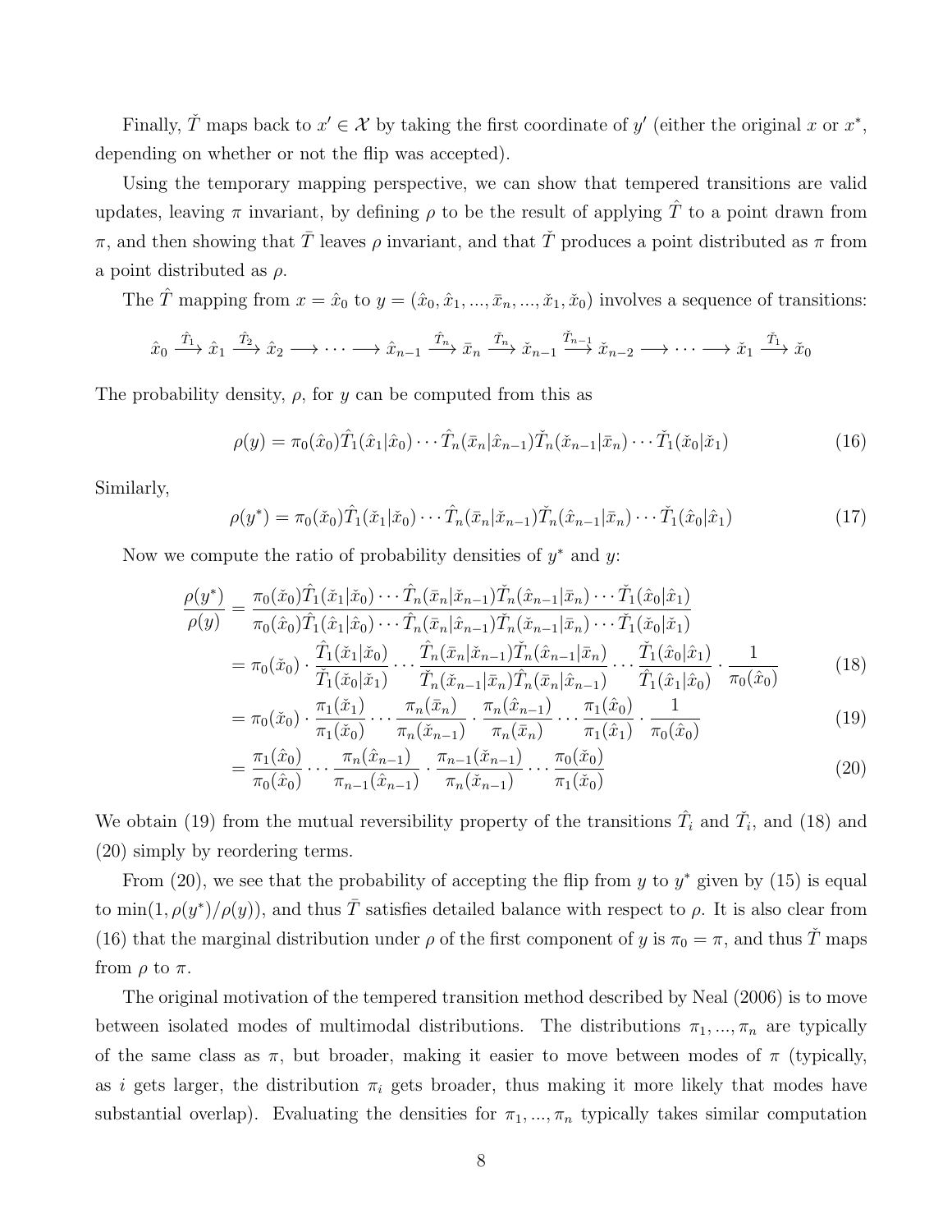Finally, $\check{T}$ maps back to $x' \in \mathcal{X}$ by taking the first coordinate of $y'$ (either the original $x$ or $x^*$, depending on whether or not the flip was accepted).

Using the temporary mapping perspective, we can show that tempered transitions are valid updates, leaving $\pi$ invariant, by defining $\rho$ to be the result of applying $\hat{T}$ to a point drawn from $\pi$, and then showing that $\bar{T}$ leaves $\rho$ invariant, and that $\check{T}$ produces a point distributed as $\pi$ from a point distributed as $\rho$.

The $\hat{T}$ mapping from $x = \hat{x}_0$ to $y = (\hat{x}_0, \hat{x}_1, ..., \bar{x}_n, ..., \check{x}_1, \check{x}_0)$ involves a sequence of transitions:

$$\hat{x}_0 \xrightarrow{\hat{T}_1} \hat{x}_1 \xrightarrow{\hat{T}_2} \hat{x}_2 \longrightarrow \cdots \longrightarrow \hat{x}_{n-1} \xrightarrow{\hat{T}_n} \bar{x}_n \xrightarrow{\check{T}_n} \check{x}_{n-1} \xrightarrow{\check{T}_{n-1}} \check{x}_{n-2} \longrightarrow \cdots \longrightarrow \check{x}_1 \xrightarrow{\check{T}_1} \check{x}_0$$

The probability density, $\rho$, for $y$ can be computed from this as

$$\rho(y) = \pi_0(\hat{x}_0)\hat{T}_1(\hat{x}_1|\hat{x}_0)\cdots\hat{T}_n(\bar{x}_n|\hat{x}_{n-1})\check{T}_n(\check{x}_{n-1}|\bar{x}_n)\cdots\check{T}_1(\check{x}_0|\check{x}_1) \tag{16}$$

Similarly,

$$\rho(y^*) = \pi_0(\check{x}_0)\hat{T}_1(\check{x}_1|\check{x}_0)\cdots\hat{T}_n(\bar{x}_n|\check{x}_{n-1})\check{T}_n(\hat{x}_{n-1}|\bar{x}_n)\cdots\check{T}_1(\hat{x}_0|\hat{x}_1) \tag{17}$$

Now we compute the ratio of probability densities of $y^*$ and $y$:

$$\begin{aligned}
\frac{\rho(y^*)}{\rho(y)} &= \frac{\pi_0(\check{x}_0)\hat{T}_1(\check{x}_1|\check{x}_0)\cdots\hat{T}_n(\bar{x}_n|\check{x}_{n-1})\check{T}_n(\hat{x}_{n-1}|\bar{x}_n)\cdots\check{T}_1(\hat{x}_0|\hat{x}_1)}{\pi_0(\hat{x}_0)\hat{T}_1(\hat{x}_1|\hat{x}_0)\cdots\hat{T}_n(\bar{x}_n|\hat{x}_{n-1})\check{T}_n(\check{x}_{n-1}|\bar{x}_n)\cdots\check{T}_1(\check{x}_0|\check{x}_1)} \\
&= \pi_0(\check{x}_0)\cdot\frac{\hat{T}_1(\check{x}_1|\check{x}_0)}{\check{T}_1(\check{x}_0|\check{x}_1)}\cdots\frac{\hat{T}_n(\bar{x}_n|\check{x}_{n-1})\check{T}_n(\hat{x}_{n-1}|\bar{x}_n)}{\check{T}_n(\check{x}_{n-1}|\bar{x}_n)\hat{T}_n(\bar{x}_n|\hat{x}_{n-1})}\cdots\frac{\check{T}_1(\hat{x}_0|\hat{x}_1)}{\hat{T}_1(\hat{x}_1|\hat{x}_0)}\cdot\frac{1}{\pi_0(\hat{x}_0)} &\quad (18) \\
&= \pi_0(\check{x}_0)\cdot\frac{\pi_1(\check{x}_1)}{\pi_1(\check{x}_0)}\cdots\frac{\pi_n(\bar{x}_n)}{\pi_n(\check{x}_{n-1})}\cdot\frac{\pi_n(\hat{x}_{n-1})}{\pi_n(\bar{x}_n)}\cdots\frac{\pi_1(\hat{x}_0)}{\pi_1(\hat{x}_1)}\cdot\frac{1}{\pi_0(\hat{x}_0)} &\quad (19) \\
&= \frac{\pi_1(\hat{x}_0)}{\pi_0(\hat{x}_0)}\cdots\frac{\pi_n(\hat{x}_{n-1})}{\pi_{n-1}(\hat{x}_{n-1})}\cdot\frac{\pi_{n-1}(\check{x}_{n-1})}{\pi_n(\check{x}_{n-1})}\cdots\frac{\pi_0(\check{x}_0)}{\pi_1(\check{x}_0)} &\quad (20)
\end{aligned}$$

We obtain (19) from the mutual reversibility property of the transitions $\hat{T}_i$ and $\check{T}_i$, and (18) and (20) simply by reordering terms.

From (20), we see that the probability of accepting the flip from $y$ to $y^*$ given by (15) is equal to $\min(1, \rho(y^*)/\rho(y))$, and thus $\bar{T}$ satisfies detailed balance with respect to $\rho$. It is also clear from (16) that the marginal distribution under $\rho$ of the first component of $y$ is $\pi_0 = \pi$, and thus $\check{T}$ maps from $\rho$ to $\pi$.

The original motivation of the tempered transition method described by Neal (2006) is to move between isolated modes of multimodal distributions. The distributions $\pi_1, ..., \pi_n$ are typically of the same class as $\pi$, but broader, making it easier to move between modes of $\pi$ (typically, as $i$ gets larger, the distribution $\pi_i$ gets broader, thus making it more likely that modes have substantial overlap). Evaluating the densities for $\pi_1, ..., \pi_n$ typically takes similar computation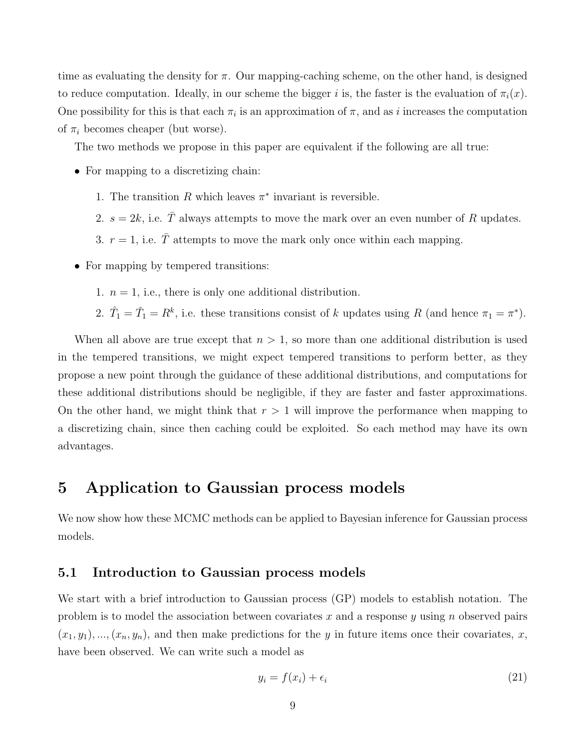time as evaluating the density for $\pi$. Our mapping-caching scheme, on the other hand, is designed to reduce computation. Ideally, in our scheme the bigger $i$ is, the faster is the evaluation of $\pi_i(x)$. One possibility for this is that each $\pi_i$ is an approximation of $\pi$, and as $i$ increases the computation of $\pi_i$ becomes cheaper (but worse).

The two methods we propose in this paper are equivalent if the following are all true:

- For mapping to a discretizing chain:
  1. The transition $R$ which leaves $\pi^*$ invariant is reversible.
  2. $s = 2k$, i.e. $\bar{T}$ always attempts to move the mark over an even number of $R$ updates.
  3. $r = 1$, i.e. $\bar{T}$ attempts to move the mark only once within each mapping.
- For mapping by tempered transitions:
  1. $n = 1$, i.e., there is only one additional distribution.
  2. $\hat{T}_1 = \check{T}_1 = R^k$, i.e. these transitions consist of $k$ updates using $R$ (and hence $\pi_1 = \pi^*$).

When all above are true except that $n > 1$, so more than one additional distribution is used in the tempered transitions, we might expect tempered transitions to perform better, as they propose a new point through the guidance of these additional distributions, and computations for these additional distributions should be negligible, if they are faster and faster approximations. On the other hand, we might think that $r > 1$ will improve the performance when mapping to a discretizing chain, since then caching could be exploited. So each method may have its own advantages.

# 5 Application to Gaussian process models

We now show how these MCMC methods can be applied to Bayesian inference for Gaussian process models.

## 5.1 Introduction to Gaussian process models

We start with a brief introduction to Gaussian process (GP) models to establish notation. The problem is to model the association between covariates $x$ and a response $y$ using $n$ observed pairs $(x_1, y_1), ..., (x_n, y_n)$, and then make predictions for the $y$ in future items once their covariates, $x$, have been observed. We can write such a model as

$$y_i = f(x_i) + \epsilon_i \tag{21}$$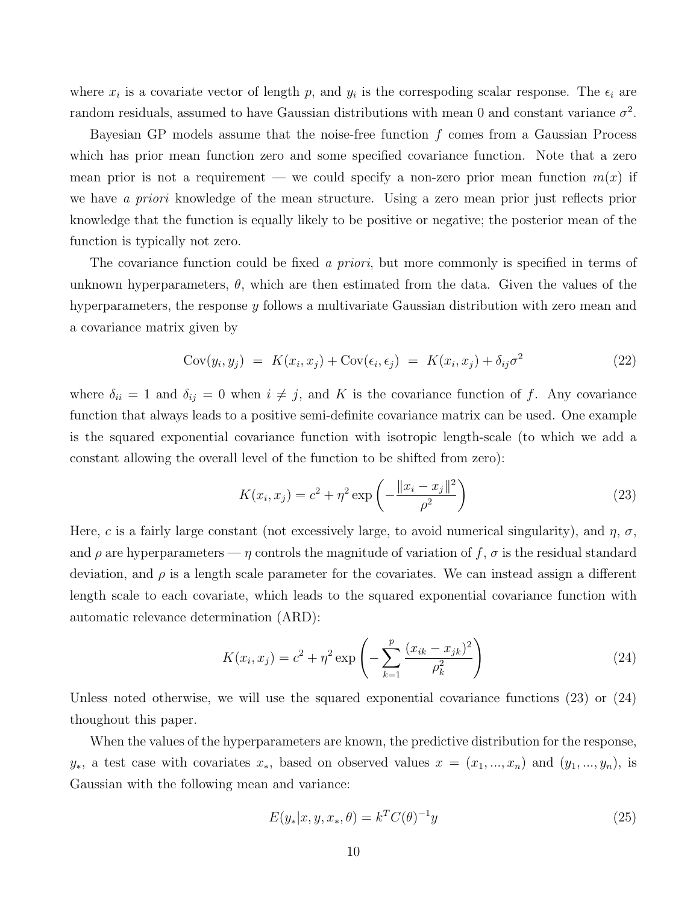where $x_i$ is a covariate vector of length $p$, and $y_i$ is the correspoding scalar response. The $\epsilon_i$ are random residuals, assumed to have Gaussian distributions with mean 0 and constant variance $\sigma^2$.

Bayesian GP models assume that the noise-free function $f$ comes from a Gaussian Process which has prior mean function zero and some specified covariance function. Note that a zero mean prior is not a requirement — we could specify a non-zero prior mean function $m(x)$ if we have *a priori* knowledge of the mean structure. Using a zero mean prior just reflects prior knowledge that the function is equally likely to be positive or negative; the posterior mean of the function is typically not zero.

The covariance function could be fixed *a priori*, but more commonly is specified in terms of unknown hyperparameters, $\theta$, which are then estimated from the data. Given the values of the hyperparameters, the response $y$ follows a multivariate Gaussian distribution with zero mean and a covariance matrix given by

$$\text{Cov}(y_i, y_j) \;=\; K(x_i, x_j) + \text{Cov}(\epsilon_i, \epsilon_j) \;=\; K(x_i, x_j) + \delta_{ij}\sigma^2 \tag{22}$$

where $\delta_{ii} = 1$ and $\delta_{ij} = 0$ when $i \neq j$, and $K$ is the covariance function of $f$. Any covariance function that always leads to a positive semi-definite covariance matrix can be used. One example is the squared exponential covariance function with isotropic length-scale (to which we add a constant allowing the overall level of the function to be shifted from zero):

$$K(x_i, x_j) = c^2 + \eta^2 \exp\left(-\frac{\|x_i - x_j\|^2}{\rho^2}\right) \tag{23}$$

Here, $c$ is a fairly large constant (not excessively large, to avoid numerical singularity), and $\eta$, $\sigma$, and $\rho$ are hyperparameters — $\eta$ controls the magnitude of variation of $f$, $\sigma$ is the residual standard deviation, and $\rho$ is a length scale parameter for the covariates. We can instead assign a different length scale to each covariate, which leads to the squared exponential covariance function with automatic relevance determination (ARD):

$$K(x_i, x_j) = c^2 + \eta^2 \exp\left(-\sum_{k=1}^{p} \frac{(x_{ik} - x_{jk})^2}{\rho_k^2}\right) \tag{24}$$

Unless noted otherwise, we will use the squared exponential covariance functions (23) or (24) thoughout this paper.

When the values of the hyperparameters are known, the predictive distribution for the response, $y_*$, a test case with covariates $x_*$, based on observed values $x = (x_1, ..., x_n)$ and $(y_1, ..., y_n)$, is Gaussian with the following mean and variance:

$$E(y_*|x, y, x_*, \theta) = k^T C(\theta)^{-1} y \tag{25}$$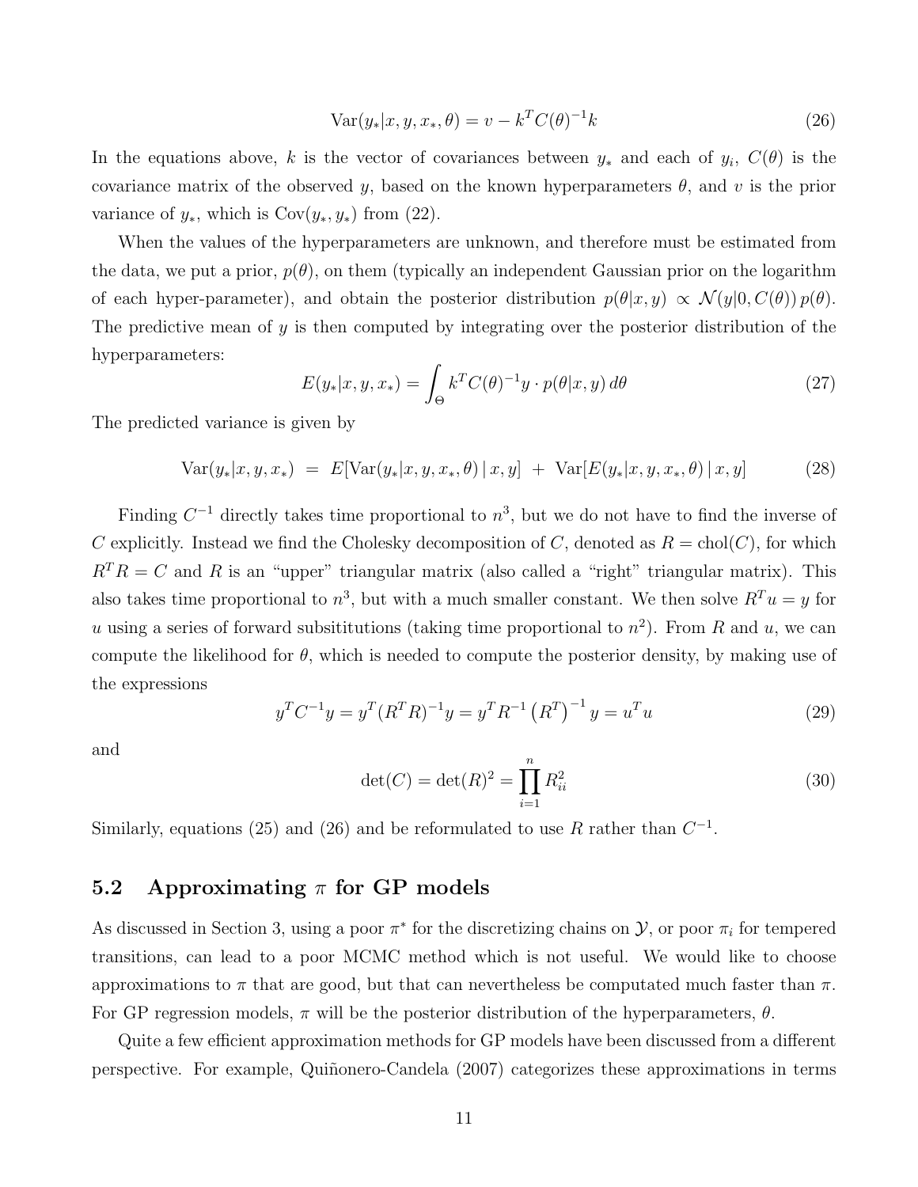$$\text{Var}(y_*|x, y, x_*, \theta) = v - k^T C(\theta)^{-1} k \tag{26}$$

In the equations above, $k$ is the vector of covariances between $y_*$ and each of $y_i$, $C(\theta)$ is the covariance matrix of the observed $y$, based on the known hyperparameters $\theta$, and $v$ is the prior variance of $y_*$, which is $\text{Cov}(y_*, y_*)$ from (22).

When the values of the hyperparameters are unknown, and therefore must be estimated from the data, we put a prior, $p(\theta)$, on them (typically an independent Gaussian prior on the logarithm of each hyper-parameter), and obtain the posterior distribution $p(\theta|x, y) \propto \mathcal{N}(y|0, C(\theta))\, p(\theta)$. The predictive mean of $y$ is then computed by integrating over the posterior distribution of the hyperparameters:

$$E(y_*|x, y, x_*) = \int_\Theta k^T C(\theta)^{-1} y \cdot p(\theta|x, y)\, d\theta \tag{27}$$

The predicted variance is given by

$$\text{Var}(y_*|x, y, x_*) \;=\; E[\text{Var}(y_*|x, y, x_*, \theta)\,|\, x, y] \;+\; \text{Var}[E(y_*|x, y, x_*, \theta)\,|\, x, y] \tag{28}$$

Finding $C^{-1}$ directly takes time proportional to $n^3$, but we do not have to find the inverse of $C$ explicitly. Instead we find the Cholesky decomposition of $C$, denoted as $R = \text{chol}(C)$, for which $R^T R = C$ and $R$ is an "upper" triangular matrix (also called a "right" triangular matrix). This also takes time proportional to $n^3$, but with a much smaller constant. We then solve $R^T u = y$ for $u$ using a series of forward subsititutions (taking time proportional to $n^2$). From $R$ and $u$, we can compute the likelihood for $\theta$, which is needed to compute the posterior density, by making use of the expressions

$$y^T C^{-1} y = y^T (R^T R)^{-1} y = y^T R^{-1} \left(R^T\right)^{-1} y = u^T u \tag{29}$$

and

$$\det(C) = \det(R)^2 = \prod_{i=1}^{n} R_{ii}^2 \tag{30}$$

Similarly, equations (25) and (26) and be reformulated to use $R$ rather than $C^{-1}$.

## 5.2 Approximating $\pi$ for GP models

As discussed in Section 3, using a poor $\pi^*$ for the discretizing chains on $\mathcal{Y}$, or poor $\pi_i$ for tempered transitions, can lead to a poor MCMC method which is not useful. We would like to choose approximations to $\pi$ that are good, but that can nevertheless be computated much faster than $\pi$. For GP regression models, $\pi$ will be the posterior distribution of the hyperparameters, $\theta$.

Quite a few efficient approximation methods for GP models have been discussed from a different perspective. For example, Quiñonero-Candela (2007) categorizes these approximations in terms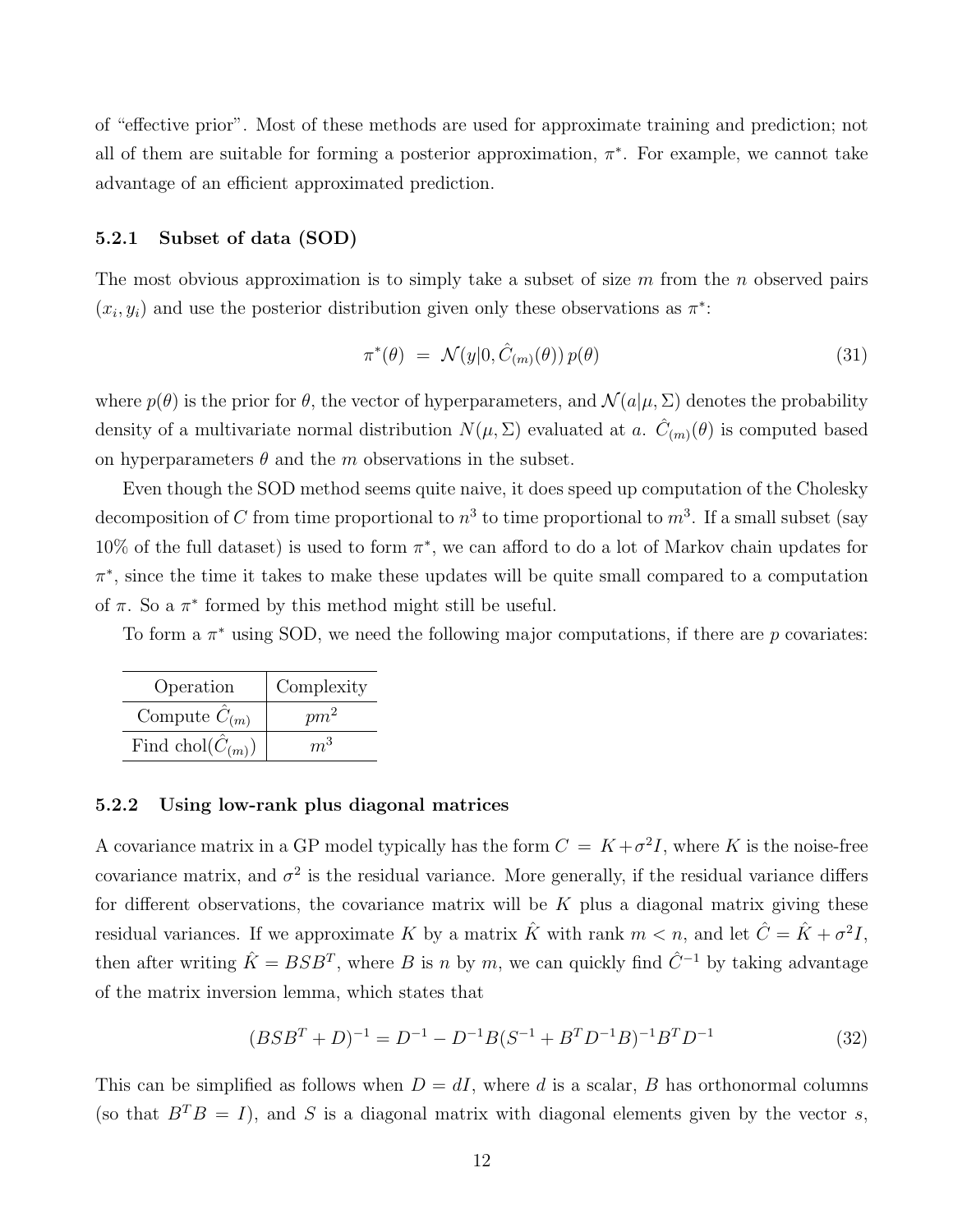of "effective prior". Most of these methods are used for approximate training and prediction; not all of them are suitable for forming a posterior approximation, $\pi^*$. For example, we cannot take advantage of an efficient approximated prediction.

### 5.2.1 Subset of data (SOD)

The most obvious approximation is to simply take a subset of size $m$ from the $n$ observed pairs $(x_i, y_i)$ and use the posterior distribution given only these observations as $\pi^*$:

$$\pi^*(\theta) \;=\; \mathcal{N}(y|0, \hat{C}_{(m)}(\theta))\, p(\theta) \tag{31}$$

where $p(\theta)$ is the prior for $\theta$, the vector of hyperparameters, and $\mathcal{N}(a|\mu, \Sigma)$ denotes the probability density of a multivariate normal distribution $N(\mu, \Sigma)$ evaluated at $a$. $\hat{C}_{(m)}(\theta)$ is computed based on hyperparameters $\theta$ and the $m$ observations in the subset.

Even though the SOD method seems quite naive, it does speed up computation of the Cholesky decomposition of $C$ from time proportional to $n^3$ to time proportional to $m^3$. If a small subset (say 10% of the full dataset) is used to form $\pi^*$, we can afford to do a lot of Markov chain updates for $\pi^*$, since the time it takes to make these updates will be quite small compared to a computation of $\pi$. So a $\pi^*$ formed by this method might still be useful.

To form a $\pi^*$ using SOD, we need the following major computations, if there are $p$ covariates:

| Operation | Complexity |
|---|---|
| Compute $\hat{C}_{(m)}$ | $pm^2$ |
| Find chol($\hat{C}_{(m)}$) | $m^3$ |

### 5.2.2 Using low-rank plus diagonal matrices

A covariance matrix in a GP model typically has the form $C = K + \sigma^2 I$, where $K$ is the noise-free covariance matrix, and $\sigma^2$ is the residual variance. More generally, if the residual variance differs for different observations, the covariance matrix will be $K$ plus a diagonal matrix giving these residual variances. If we approximate $K$ by a matrix $\hat{K}$ with rank $m < n$, and let $\hat{C} = \hat{K} + \sigma^2 I$, then after writing $\hat{K} = BSB^T$, where $B$ is $n$ by $m$, we can quickly find $\hat{C}^{-1}$ by taking advantage of the matrix inversion lemma, which states that

$$(BSB^T + D)^{-1} = D^{-1} - D^{-1}B(S^{-1} + B^T D^{-1} B)^{-1} B^T D^{-1} \tag{32}$$

This can be simplified as follows when $D = dI$, where $d$ is a scalar, $B$ has orthonormal columns (so that $B^T B = I$), and $S$ is a diagonal matrix with diagonal elements given by the vector $s$,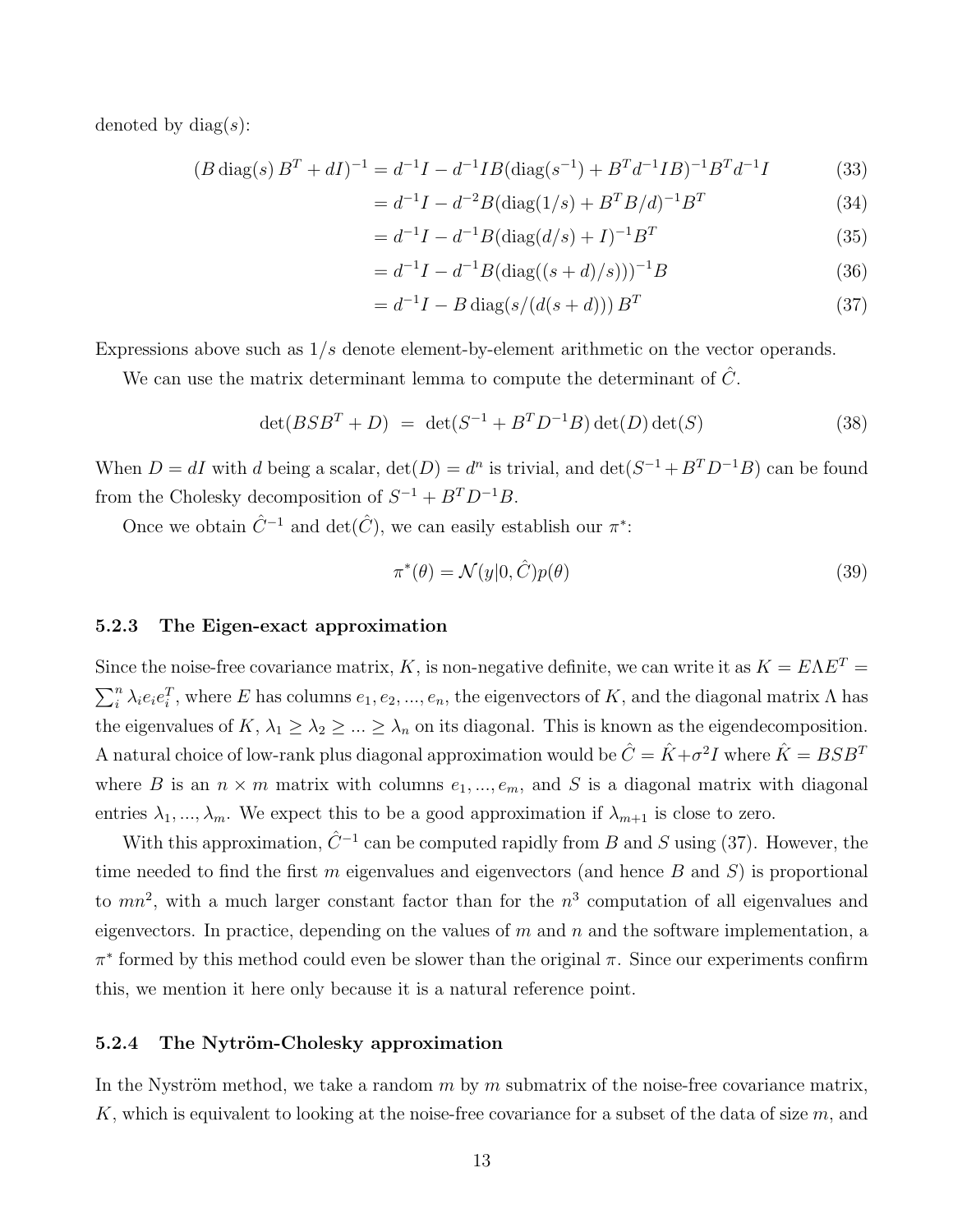denoted by diag($s$):

$$
\begin{aligned}
(B\,\mathrm{diag}(s)\,B^T + dI)^{-1} &= d^{-1}I - d^{-1}IB(\mathrm{diag}(s^{-1}) + B^T d^{-1} I B)^{-1} B^T d^{-1} I && (33)\\
&= d^{-1}I - d^{-2}B(\mathrm{diag}(1/s) + B^T B/d)^{-1}B^T && (34)\\
&= d^{-1}I - d^{-1}B(\mathrm{diag}(d/s) + I)^{-1}B^T && (35)\\
&= d^{-1}I - d^{-1}B(\mathrm{diag}((s+d)/s)))^{-1}B && (36)\\
&= d^{-1}I - B\,\mathrm{diag}(s/(d(s+d)))\,B^T && (37)
\end{aligned}
$$

Expressions above such as $1/s$ denote element-by-element arithmetic on the vector operands.

We can use the matrix determinant lemma to compute the determinant of $\hat{C}$.

$$
\det(BSB^T + D) \;=\; \det(S^{-1} + B^T D^{-1} B)\det(D)\det(S) \tag{38}
$$

When $D = dI$ with $d$ being a scalar, $\det(D) = d^n$ is trivial, and $\det(S^{-1} + B^T D^{-1} B)$ can be found from the Cholesky decomposition of $S^{-1} + B^T D^{-1} B$.

Once we obtain $\hat{C}^{-1}$ and $\det(\hat{C})$, we can easily establish our $\pi^*$:

$$
\pi^*(\theta) = \mathcal{N}(y|0, \hat{C})p(\theta) \tag{39}
$$

### 5.2.3 The Eigen-exact approximation

Since the noise-free covariance matrix, $K$, is non-negative definite, we can write it as $K = E\Lambda E^T = \sum_i^n \lambda_i e_i e_i^T$, where $E$ has columns $e_1, e_2, ..., e_n$, the eigenvectors of $K$, and the diagonal matrix $\Lambda$ has the eigenvalues of $K$, $\lambda_1 \geq \lambda_2 \geq ... \geq \lambda_n$ on its diagonal. This is known as the eigendecomposition. A natural choice of low-rank plus diagonal approximation would be $\hat{C} = \hat{K} + \sigma^2 I$ where $\hat{K} = BSB^T$ where $B$ is an $n \times m$ matrix with columns $e_1, ..., e_m$, and $S$ is a diagonal matrix with diagonal entries $\lambda_1, ..., \lambda_m$. We expect this to be a good approximation if $\lambda_{m+1}$ is close to zero.

With this approximation, $\hat{C}^{-1}$ can be computed rapidly from $B$ and $S$ using (37). However, the time needed to find the first $m$ eigenvalues and eigenvectors (and hence $B$ and $S$) is proportional to $mn^2$, with a much larger constant factor than for the $n^3$ computation of all eigenvalues and eigenvectors. In practice, depending on the values of $m$ and $n$ and the software implementation, a $\pi^*$ formed by this method could even be slower than the original $\pi$. Since our experiments confirm this, we mention it here only because it is a natural reference point.

### 5.2.4 The Nytröm-Cholesky approximation

In the Nyström method, we take a random $m$ by $m$ submatrix of the noise-free covariance matrix, $K$, which is equivalent to looking at the noise-free covariance for a subset of the data of size $m$, and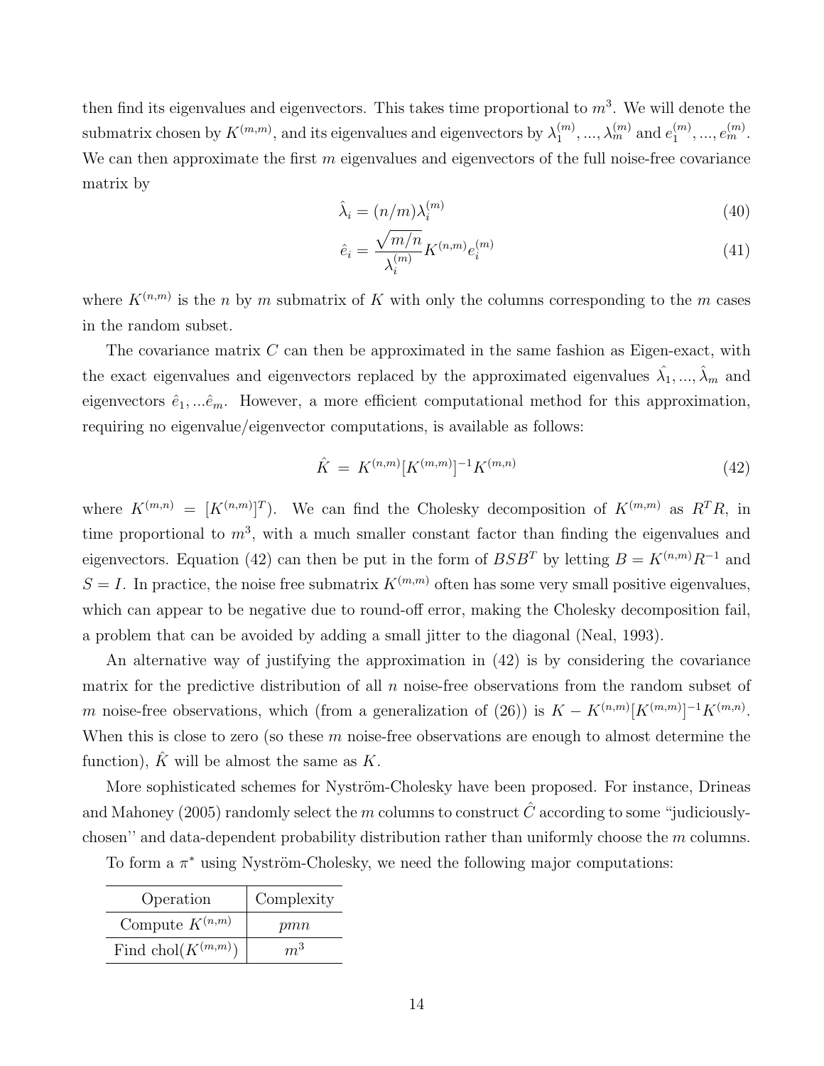then find its eigenvalues and eigenvectors. This takes time proportional to $m^3$. We will denote the submatrix chosen by $K^{(m,m)}$, and its eigenvalues and eigenvectors by $\lambda_1^{(m)}, ..., \lambda_m^{(m)}$ and $e_1^{(m)}, ..., e_m^{(m)}$. We can then approximate the first $m$ eigenvalues and eigenvectors of the full noise-free covariance matrix by

$$\hat{\lambda}_i = (n/m)\lambda_i^{(m)} \tag{40}$$

$$\hat{e}_i = \frac{\sqrt{m/n}}{\lambda_i^{(m)}} K^{(n,m)} e_i^{(m)} \tag{41}$$

where $K^{(n,m)}$ is the $n$ by $m$ submatrix of $K$ with only the columns corresponding to the $m$ cases in the random subset.

The covariance matrix $C$ can then be approximated in the same fashion as Eigen-exact, with the exact eigenvalues and eigenvectors replaced by the approximated eigenvalues $\hat{\lambda}_1, ..., \hat{\lambda}_m$ and eigenvectors $\hat{e}_1, ...\hat{e}_m$. However, a more efficient computational method for this approximation, requiring no eigenvalue/eigenvector computations, is available as follows:

$$\hat{K} \;=\; K^{(n,m)}[K^{(m,m)}]^{-1}K^{(m,n)} \tag{42}$$

where $K^{(m,n)} = [K^{(n,m)}]^T$). We can find the Cholesky decomposition of $K^{(m,m)}$ as $R^TR$, in time proportional to $m^3$, with a much smaller constant factor than finding the eigenvalues and eigenvectors. Equation (42) can then be put in the form of $BSB^T$ by letting $B = K^{(n,m)}R^{-1}$ and $S = I$. In practice, the noise free submatrix $K^{(m,m)}$ often has some very small positive eigenvalues, which can appear to be negative due to round-off error, making the Cholesky decomposition fail, a problem that can be avoided by adding a small jitter to the diagonal (Neal, 1993).

An alternative way of justifying the approximation in (42) is by considering the covariance matrix for the predictive distribution of all $n$ noise-free observations from the random subset of $m$ noise-free observations, which (from a generalization of (26)) is $K - K^{(n,m)}[K^{(m,m)}]^{-1}K^{(m,n)}$. When this is close to zero (so these $m$ noise-free observations are enough to almost determine the function), $\hat{K}$ will be almost the same as $K$.

More sophisticated schemes for Nyström-Cholesky have been proposed. For instance, Drineas and Mahoney (2005) randomly select the $m$ columns to construct $\hat{C}$ according to some "judiciously-chosen" and data-dependent probability distribution rather than uniformly choose the $m$ columns.

To form a $\pi^*$ using Nyström-Cholesky, we need the following major computations:

| Operation | Complexity |
|---|---|
| Compute $K^{(n,m)}$ | $pmn$ |
| Find chol($K^{(m,m)}$) | $m^3$ |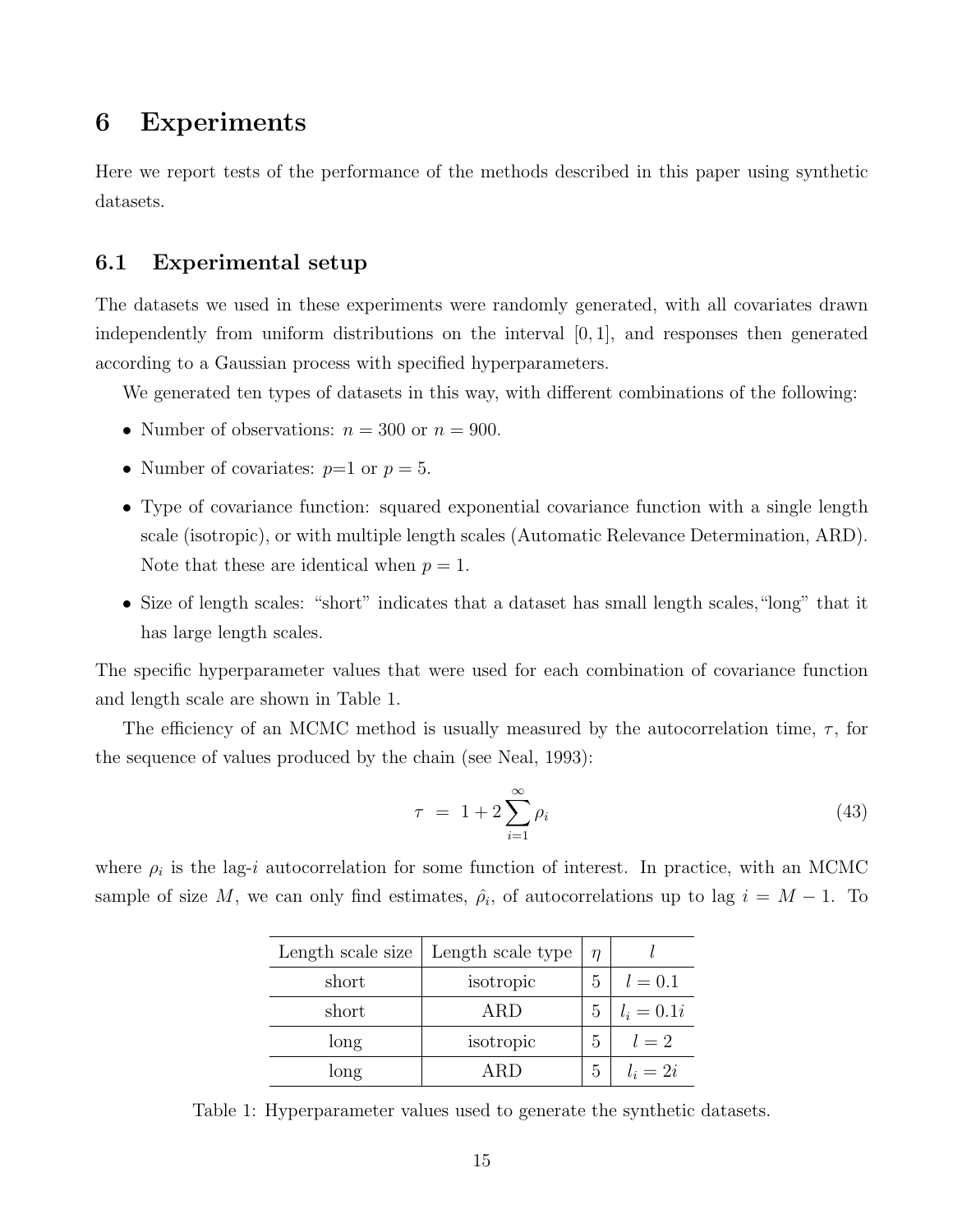# 6 Experiments

Here we report tests of the performance of the methods described in this paper using synthetic datasets.

## 6.1 Experimental setup

The datasets we used in these experiments were randomly generated, with all covariates drawn independently from uniform distributions on the interval $[0, 1]$, and responses then generated according to a Gaussian process with specified hyperparameters.

We generated ten types of datasets in this way, with different combinations of the following:

- Number of observations: $n = 300$ or $n = 900$.
- Number of covariates: $p$=1 or $p = 5$.
- Type of covariance function: squared exponential covariance function with a single length scale (isotropic), or with multiple length scales (Automatic Relevance Determination, ARD). Note that these are identical when $p = 1$.
- Size of length scales: "short" indicates that a dataset has small length scales,"long" that it has large length scales.

The specific hyperparameter values that were used for each combination of covariance function and length scale are shown in Table 1.

The efficiency of an MCMC method is usually measured by the autocorrelation time, $\tau$, for the sequence of values produced by the chain (see Neal, 1993):

$$\tau \;=\; 1 + 2\sum_{i=1}^{\infty} \rho_i \tag{43}$$

where $\rho_i$ is the lag-$i$ autocorrelation for some function of interest. In practice, with an MCMC sample of size $M$, we can only find estimates, $\hat{\rho}_i$, of autocorrelations up to lag $i = M - 1$. To

| Length scale size | Length scale type | $\eta$ | $l$ |
|---|---|---|---|
| short | isotropic | 5 | $l = 0.1$ |
| short | ARD | 5 | $l_i = 0.1i$ |
| long | isotropic | 5 | $l = 2$ |
| long | ARD | 5 | $l_i = 2i$ |

Table 1: Hyperparameter values used to generate the synthetic datasets.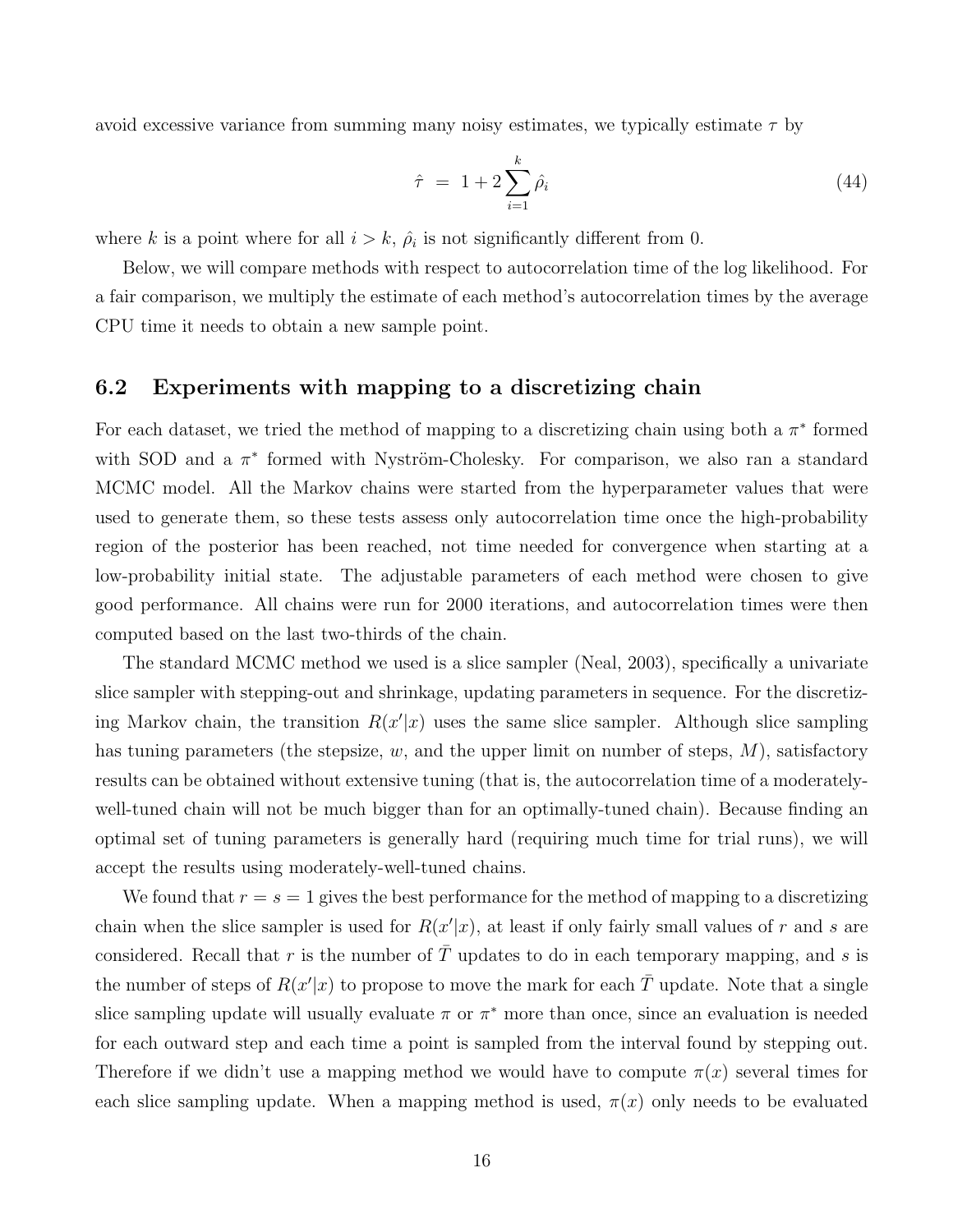avoid excessive variance from summing many noisy estimates, we typically estimate $\tau$ by

$$\hat{\tau} \;=\; 1 + 2\sum_{i=1}^{k} \hat{\rho}_i \tag{44}$$

where $k$ is a point where for all $i > k$, $\hat{\rho}_i$ is not significantly different from 0.

Below, we will compare methods with respect to autocorrelation time of the log likelihood. For a fair comparison, we multiply the estimate of each method's autocorrelation times by the average CPU time it needs to obtain a new sample point.

## 6.2 Experiments with mapping to a discretizing chain

For each dataset, we tried the method of mapping to a discretizing chain using both a $\pi^*$ formed with SOD and a $\pi^*$ formed with Nyström-Cholesky. For comparison, we also ran a standard MCMC model. All the Markov chains were started from the hyperparameter values that were used to generate them, so these tests assess only autocorrelation time once the high-probability region of the posterior has been reached, not time needed for convergence when starting at a low-probability initial state. The adjustable parameters of each method were chosen to give good performance. All chains were run for 2000 iterations, and autocorrelation times were then computed based on the last two-thirds of the chain.

The standard MCMC method we used is a slice sampler (Neal, 2003), specifically a univariate slice sampler with stepping-out and shrinkage, updating parameters in sequence. For the discretizing Markov chain, the transition $R(x'|x)$ uses the same slice sampler. Although slice sampling has tuning parameters (the stepsize, $w$, and the upper limit on number of steps, $M$), satisfactory results can be obtained without extensive tuning (that is, the autocorrelation time of a moderately-well-tuned chain will not be much bigger than for an optimally-tuned chain). Because finding an optimal set of tuning parameters is generally hard (requiring much time for trial runs), we will accept the results using moderately-well-tuned chains.

We found that $r = s = 1$ gives the best performance for the method of mapping to a discretizing chain when the slice sampler is used for $R(x'|x)$, at least if only fairly small values of $r$ and $s$ are considered. Recall that $r$ is the number of $\bar{T}$ updates to do in each temporary mapping, and $s$ is the number of steps of $R(x'|x)$ to propose to move the mark for each $\bar{T}$ update. Note that a single slice sampling update will usually evaluate $\pi$ or $\pi^*$ more than once, since an evaluation is needed for each outward step and each time a point is sampled from the interval found by stepping out. Therefore if we didn't use a mapping method we would have to compute $\pi(x)$ several times for each slice sampling update. When a mapping method is used, $\pi(x)$ only needs to be evaluated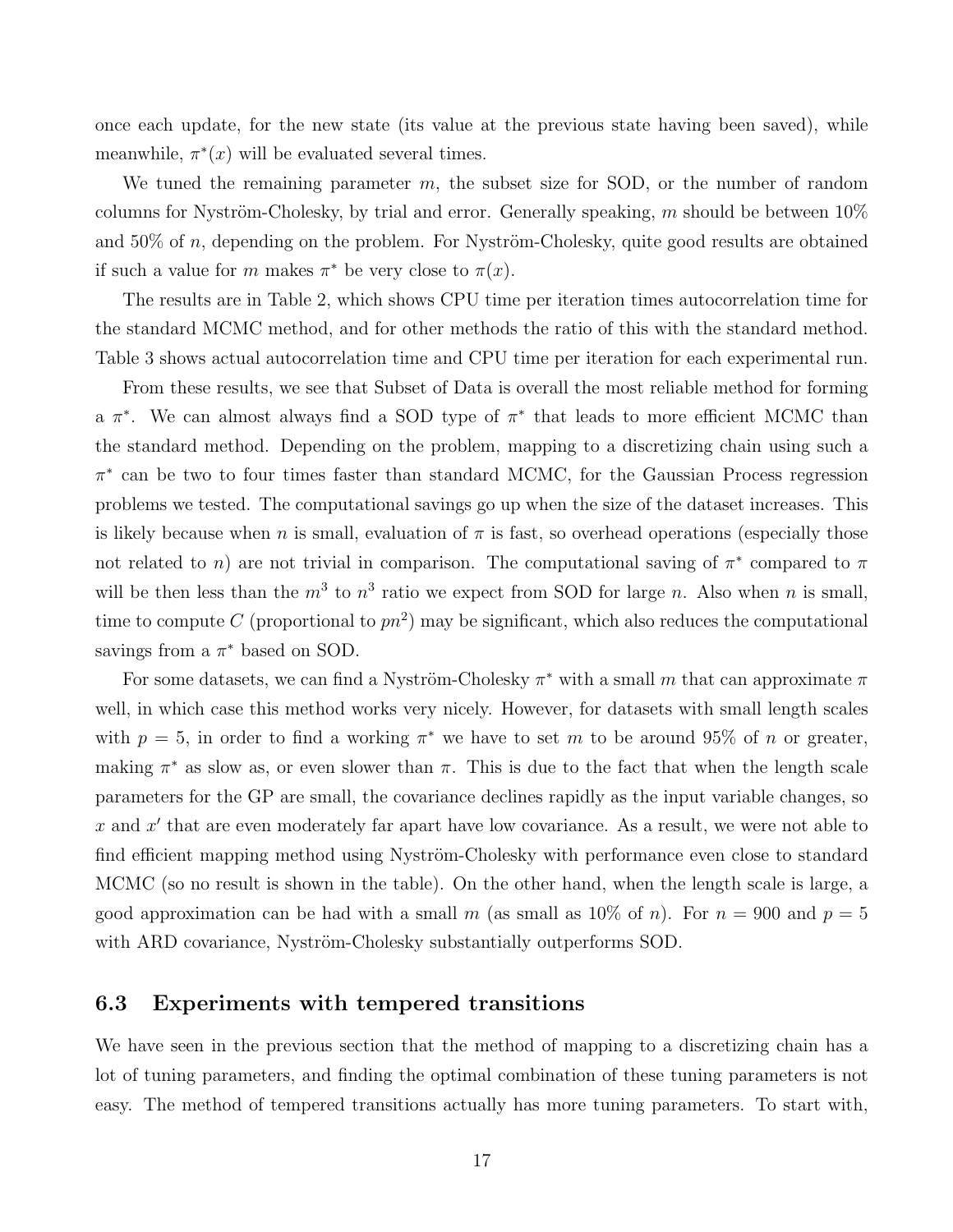once each update, for the new state (its value at the previous state having been saved), while meanwhile, $\pi^*(x)$ will be evaluated several times.

We tuned the remaining parameter $m$, the subset size for SOD, or the number of random columns for Nyström-Cholesky, by trial and error. Generally speaking, $m$ should be between 10% and 50% of $n$, depending on the problem. For Nyström-Cholesky, quite good results are obtained if such a value for $m$ makes $\pi^*$ be very close to $\pi(x)$.

The results are in Table 2, which shows CPU time per iteration times autocorrelation time for the standard MCMC method, and for other methods the ratio of this with the standard method. Table 3 shows actual autocorrelation time and CPU time per iteration for each experimental run.

From these results, we see that Subset of Data is overall the most reliable method for forming a $\pi^*$. We can almost always find a SOD type of $\pi^*$ that leads to more efficient MCMC than the standard method. Depending on the problem, mapping to a discretizing chain using such a $\pi^*$ can be two to four times faster than standard MCMC, for the Gaussian Process regression problems we tested. The computational savings go up when the size of the dataset increases. This is likely because when $n$ is small, evaluation of $\pi$ is fast, so overhead operations (especially those not related to $n$) are not trivial in comparison. The computational saving of $\pi^*$ compared to $\pi$ will be then less than the $m^3$ to $n^3$ ratio we expect from SOD for large $n$. Also when $n$ is small, time to compute $C$ (proportional to $pn^2$) may be significant, which also reduces the computational savings from a $\pi^*$ based on SOD.

For some datasets, we can find a Nyström-Cholesky $\pi^*$ with a small $m$ that can approximate $\pi$ well, in which case this method works very nicely. However, for datasets with small length scales with $p = 5$, in order to find a working $\pi^*$ we have to set $m$ to be around 95% of $n$ or greater, making $\pi^*$ as slow as, or even slower than $\pi$. This is due to the fact that when the length scale parameters for the GP are small, the covariance declines rapidly as the input variable changes, so $x$ and $x'$ that are even moderately far apart have low covariance. As a result, we were not able to find efficient mapping method using Nyström-Cholesky with performance even close to standard MCMC (so no result is shown in the table). On the other hand, when the length scale is large, a good approximation can be had with a small $m$ (as small as 10% of $n$). For $n = 900$ and $p = 5$ with ARD covariance, Nyström-Cholesky substantially outperforms SOD.

### 6.3 Experiments with tempered transitions

We have seen in the previous section that the method of mapping to a discretizing chain has a lot of tuning parameters, and finding the optimal combination of these tuning parameters is not easy. The method of tempered transitions actually has more tuning parameters. To start with,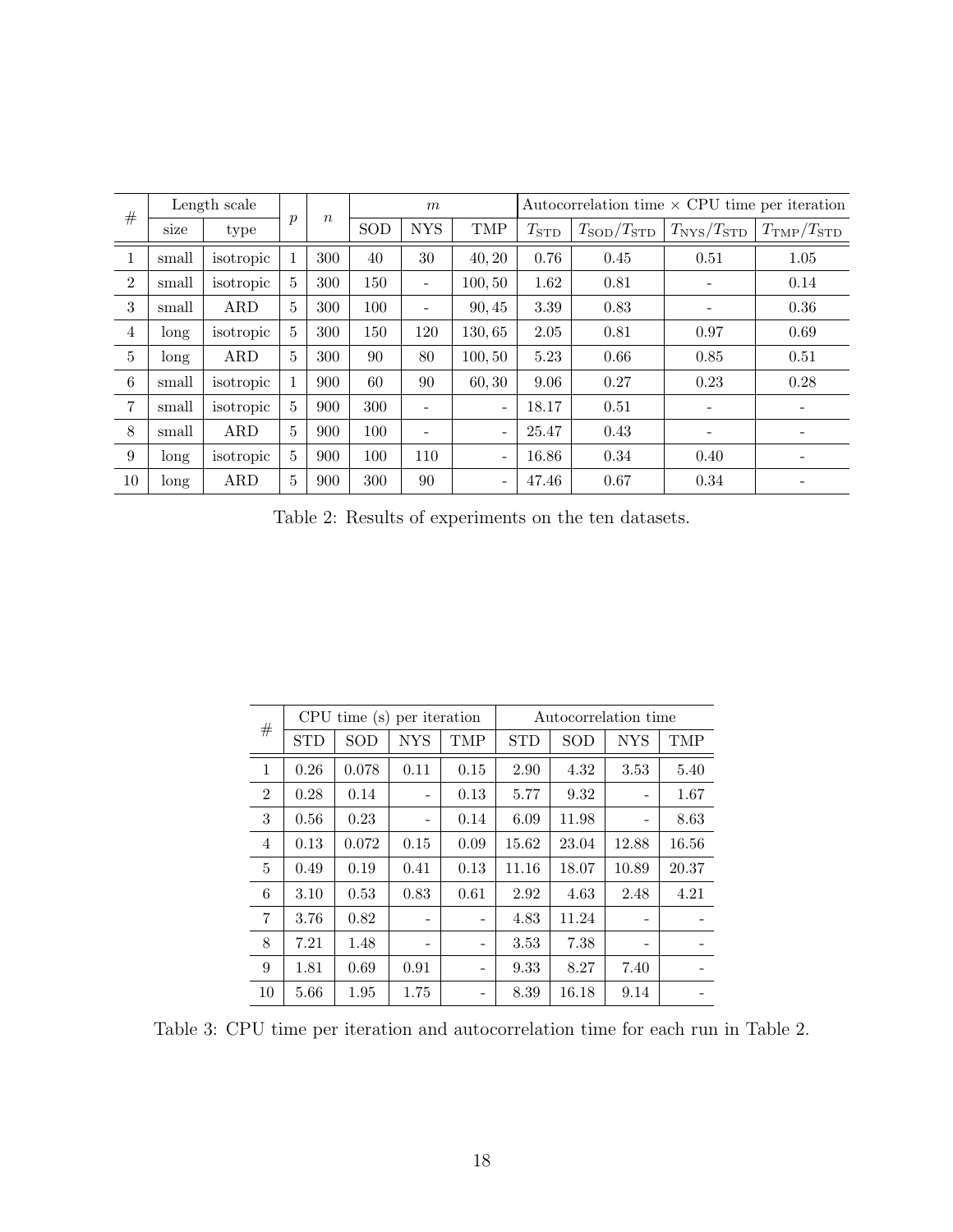| # | Length scale | | $p$ | $n$ | $m$ | | | Autocorrelation time $\times$ CPU time per iteration | | | |
|---|---|---|---|---|---|---|---|---|---|---|---|
| | size | type | | | SOD | NYS | TMP | $T_{\text{STD}}$ | $T_{\text{SOD}}/T_{\text{STD}}$ | $T_{\text{NYS}}/T_{\text{STD}}$ | $T_{\text{TMP}}/T_{\text{STD}}$ |
| 1 | small | isotropic | 1 | 300 | 40 | 30 | 40, 20 | 0.76 | 0.45 | 0.51 | 1.05 |
| 2 | small | isotropic | 5 | 300 | 150 | - | 100, 50 | 1.62 | 0.81 | - | 0.14 |
| 3 | small | ARD | 5 | 300 | 100 | - | 90, 45 | 3.39 | 0.83 | - | 0.36 |
| 4 | long | isotropic | 5 | 300 | 150 | 120 | 130, 65 | 2.05 | 0.81 | 0.97 | 0.69 |
| 5 | long | ARD | 5 | 300 | 90 | 80 | 100, 50 | 5.23 | 0.66 | 0.85 | 0.51 |
| 6 | small | isotropic | 1 | 900 | 60 | 90 | 60, 30 | 9.06 | 0.27 | 0.23 | 0.28 |
| 7 | small | isotropic | 5 | 900 | 300 | - | - | 18.17 | 0.51 | - | - |
| 8 | small | ARD | 5 | 900 | 100 | - | - | 25.47 | 0.43 | - | - |
| 9 | long | isotropic | 5 | 900 | 100 | 110 | - | 16.86 | 0.34 | 0.40 | - |
| 10 | long | ARD | 5 | 900 | 300 | 90 | - | 47.46 | 0.67 | 0.34 | - |

Table 2: Results of experiments on the ten datasets.

| # | CPU time (s) per iteration | | | | Autocorrelation time | | | |
|---|---|---|---|---|---|---|---|---|
| | STD | SOD | NYS | TMP | STD | SOD | NYS | TMP |
| 1 | 0.26 | 0.078 | 0.11 | 0.15 | 2.90 | 4.32 | 3.53 | 5.40 |
| 2 | 0.28 | 0.14 | - | 0.13 | 5.77 | 9.32 | - | 1.67 |
| 3 | 0.56 | 0.23 | - | 0.14 | 6.09 | 11.98 | - | 8.63 |
| 4 | 0.13 | 0.072 | 0.15 | 0.09 | 15.62 | 23.04 | 12.88 | 16.56 |
| 5 | 0.49 | 0.19 | 0.41 | 0.13 | 11.16 | 18.07 | 10.89 | 20.37 |
| 6 | 3.10 | 0.53 | 0.83 | 0.61 | 2.92 | 4.63 | 2.48 | 4.21 |
| 7 | 3.76 | 0.82 | - | - | 4.83 | 11.24 | - | - |
| 8 | 7.21 | 1.48 | - | - | 3.53 | 7.38 | - | - |
| 9 | 1.81 | 0.69 | 0.91 | - | 9.33 | 8.27 | 7.40 | - |
| 10 | 5.66 | 1.95 | 1.75 | - | 8.39 | 16.18 | 9.14 | - |

Table 3: CPU time per iteration and autocorrelation time for each run in Table 2.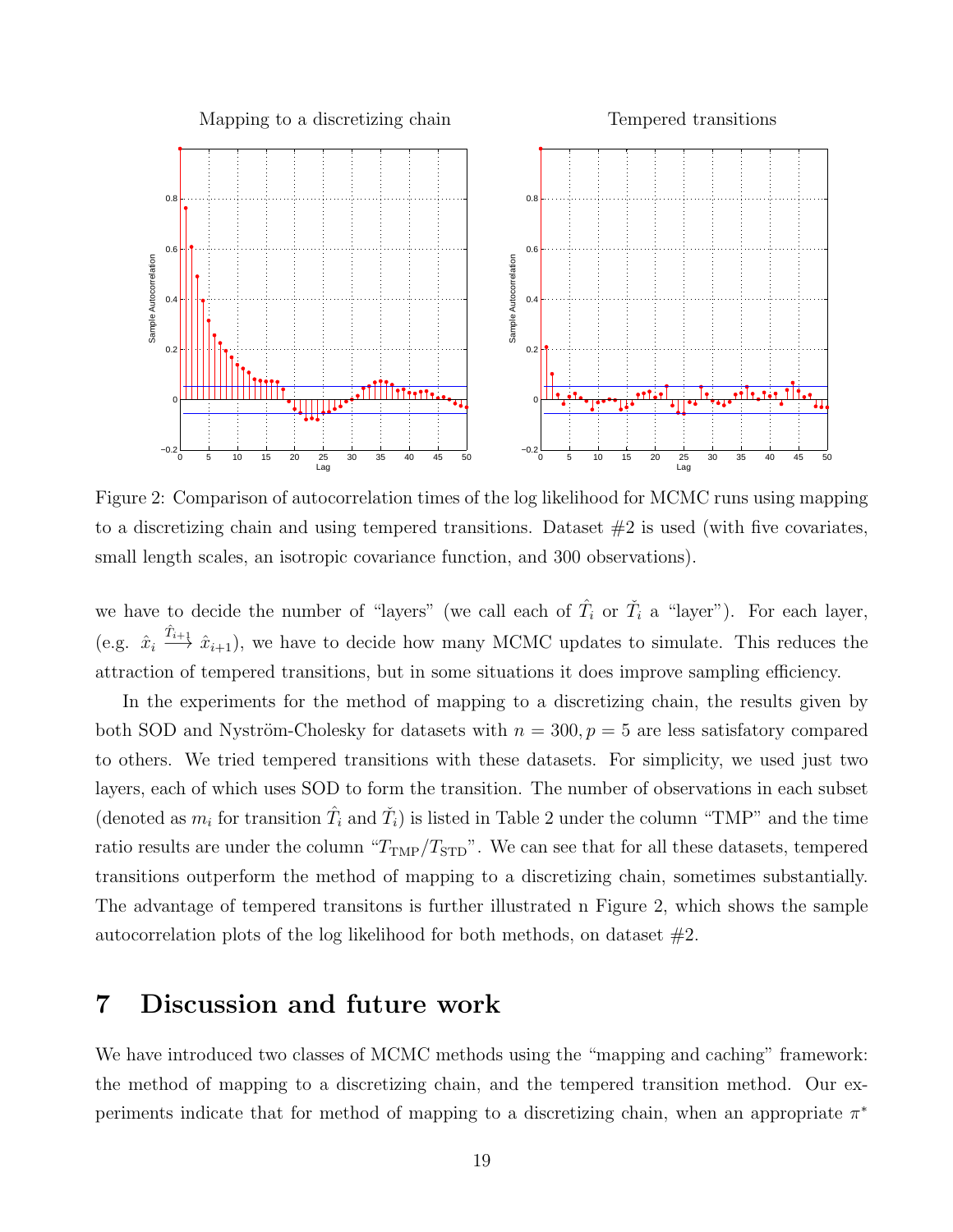Figure 2: Comparison of autocorrelation times of the log likelihood for MCMC runs using mapping to a discretizing chain and using tempered transitions. Dataset #2 is used (with five covariates, small length scales, an isotropic covariance function, and 300 observations).

we have to decide the number of "layers" (we call each of $\hat{T}_i$ or $\check{T}_i$ a "layer"). For each layer, (e.g. $\hat{x}_i \xrightarrow{\hat{T}_{i+1}} \hat{x}_{i+1}$), we have to decide how many MCMC updates to simulate. This reduces the attraction of tempered transitions, but in some situations it does improve sampling efficiency.

In the experiments for the method of mapping to a discretizing chain, the results given by both SOD and Nyström-Cholesky for datasets with $n = 300, p = 5$ are less satisfatory compared to others. We tried tempered transitions with these datasets. For simplicity, we used just two layers, each of which uses SOD to form the transition. The number of observations in each subset (denoted as $m_i$ for transition $\hat{T}_i$ and $\check{T}_i$) is listed in Table 2 under the column "TMP" and the time ratio results are under the column "$T_{\text{TMP}}/T_{\text{STD}}$". We can see that for all these datasets, tempered transitions outperform the method of mapping to a discretizing chain, sometimes substantially. The advantage of tempered transitons is further illustrated n Figure 2, which shows the sample autocorrelation plots of the log likelihood for both methods, on dataset #2.

# 7 Discussion and future work

We have introduced two classes of MCMC methods using the "mapping and caching" framework: the method of mapping to a discretizing chain, and the tempered transition method. Our experiments indicate that for method of mapping to a discretizing chain, when an appropriate $\pi^*$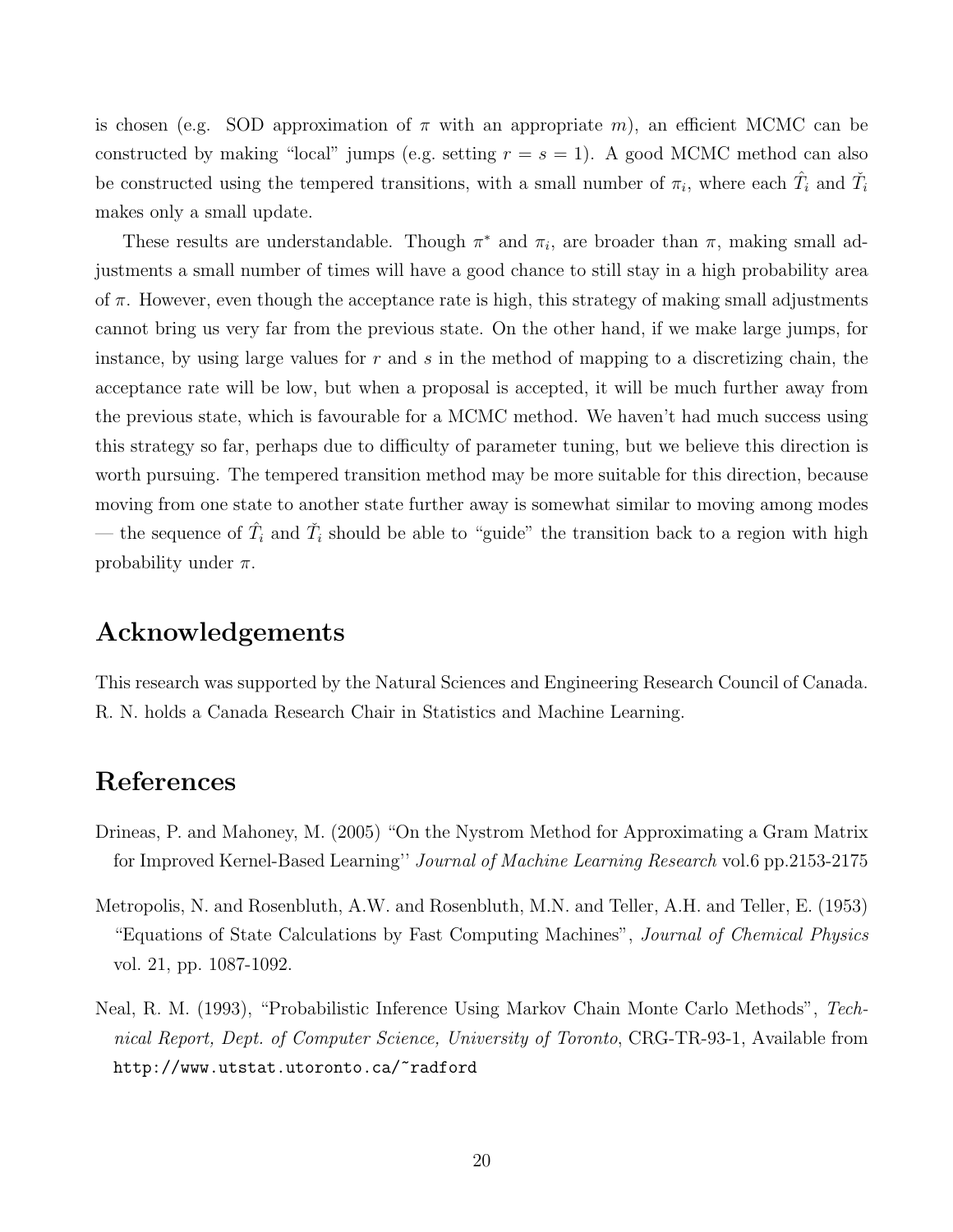is chosen (e.g. SOD approximation of $\pi$ with an appropriate $m$), an efficient MCMC can be constructed by making "local" jumps (e.g. setting $r = s = 1$). A good MCMC method can also be constructed using the tempered transitions, with a small number of $\pi_i$, where each $\hat{T}_i$ and $\check{T}_i$ makes only a small update.

These results are understandable. Though $\pi^*$ and $\pi_i$, are broader than $\pi$, making small adjustments a small number of times will have a good chance to still stay in a high probability area of $\pi$. However, even though the acceptance rate is high, this strategy of making small adjustments cannot bring us very far from the previous state. On the other hand, if we make large jumps, for instance, by using large values for $r$ and $s$ in the method of mapping to a discretizing chain, the acceptance rate will be low, but when a proposal is accepted, it will be much further away from the previous state, which is favourable for a MCMC method. We haven't had much success using this strategy so far, perhaps due to difficulty of parameter tuning, but we believe this direction is worth pursuing. The tempered transition method may be more suitable for this direction, because moving from one state to another state further away is somewhat similar to moving among modes — the sequence of $\hat{T}_i$ and $\check{T}_i$ should be able to "guide" the transition back to a region with high probability under $\pi$.

## Acknowledgements

This research was supported by the Natural Sciences and Engineering Research Council of Canada. R. N. holds a Canada Research Chair in Statistics and Machine Learning.

## References

Drineas, P. and Mahoney, M. (2005) "On the Nystrom Method for Approximating a Gram Matrix for Improved Kernel-Based Learning'' *Journal of Machine Learning Research* vol.6 pp.2153-2175

Metropolis, N. and Rosenbluth, A.W. and Rosenbluth, M.N. and Teller, A.H. and Teller, E. (1953) "Equations of State Calculations by Fast Computing Machines", *Journal of Chemical Physics* vol. 21, pp. 1087-1092.

Neal, R. M. (1993), "Probabilistic Inference Using Markov Chain Monte Carlo Methods", *Technical Report, Dept. of Computer Science, University of Toronto*, CRG-TR-93-1, Available from `http://www.utstat.utoronto.ca/~radford`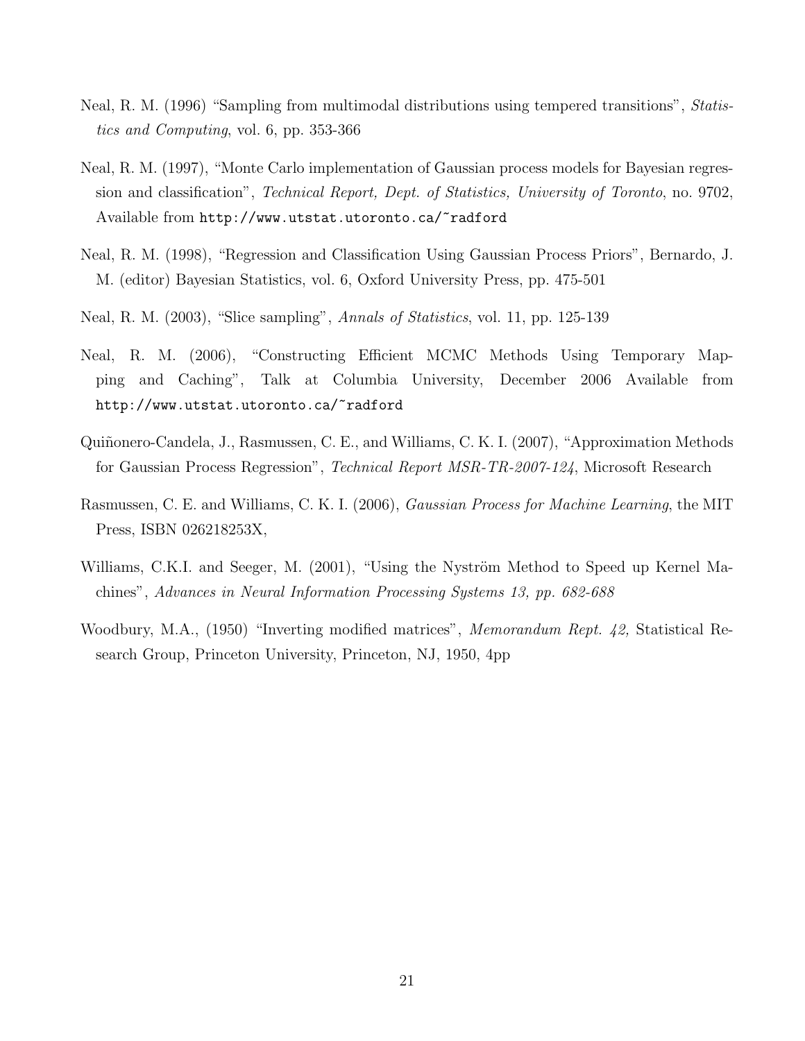Neal, R. M. (1996) “Sampling from multimodal distributions using tempered transitions”, *Statistics and Computing*, vol. 6, pp. 353-366

Neal, R. M. (1997), “Monte Carlo implementation of Gaussian process models for Bayesian regression and classification”, *Technical Report, Dept. of Statistics, University of Toronto*, no. 9702, Available from `http://www.utstat.utoronto.ca/~radford`

Neal, R. M. (1998), “Regression and Classification Using Gaussian Process Priors”, Bernardo, J. M. (editor) Bayesian Statistics, vol. 6, Oxford University Press, pp. 475-501

Neal, R. M. (2003), “Slice sampling”, *Annals of Statistics*, vol. 11, pp. 125-139

Neal, R. M. (2006), “Constructing Efficient MCMC Methods Using Temporary Mapping and Caching”, Talk at Columbia University, December 2006 Available from `http://www.utstat.utoronto.ca/~radford`

Quiñonero-Candela, J., Rasmussen, C. E., and Williams, C. K. I. (2007), “Approximation Methods for Gaussian Process Regression”, *Technical Report MSR-TR-2007-124*, Microsoft Research

Rasmussen, C. E. and Williams, C. K. I. (2006), *Gaussian Process for Machine Learning*, the MIT Press, ISBN 026218253X,

Williams, C.K.I. and Seeger, M. (2001), “Using the Nyström Method to Speed up Kernel Machines”, *Advances in Neural Information Processing Systems 13, pp. 682-688*

Woodbury, M.A., (1950) “Inverting modified matrices”, *Memorandum Rept. 42,* Statistical Research Group, Princeton University, Princeton, NJ, 1950, 4pp